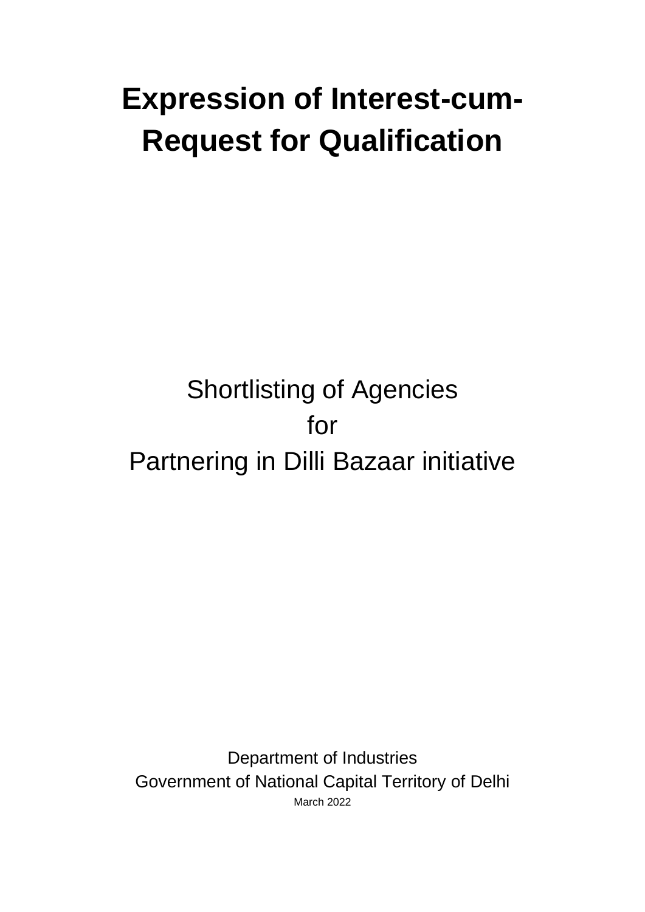# Expression of Interest-cum-Request for Qualification

Shortlisting of Agencies
for
Partnering in Dilli Bazaar initiative

Department of Industries
Government of National Capital Territory of Delhi
March 2022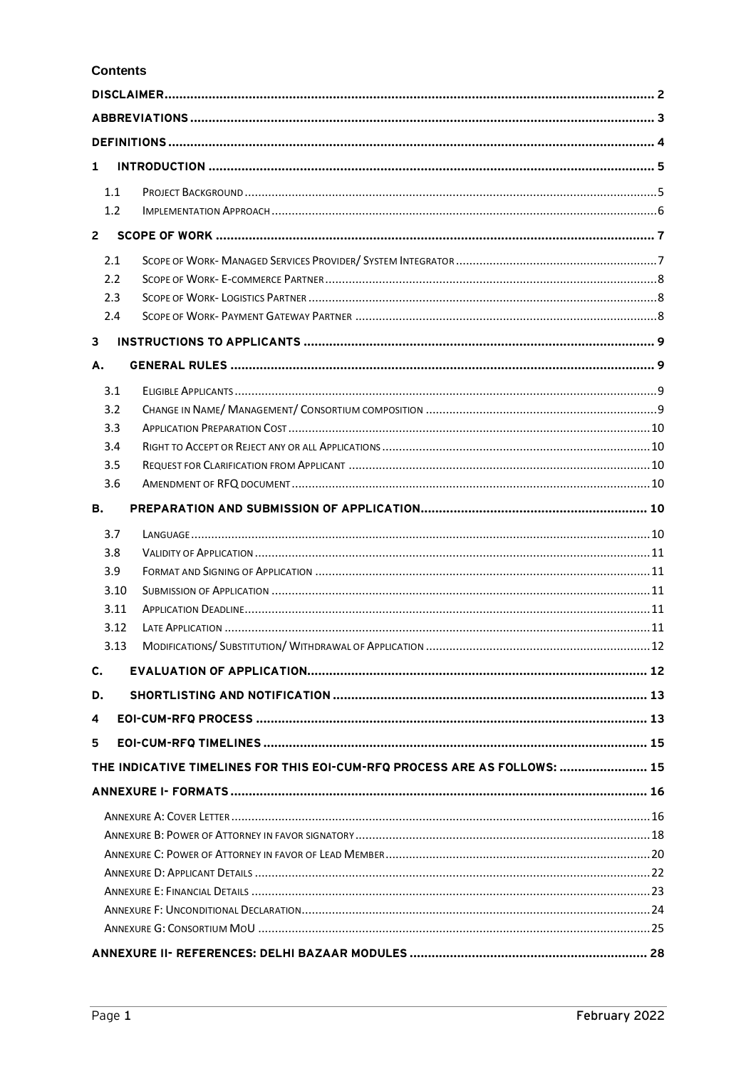# Contents

| | | |
|---|---|---|
| **DISCLAIMER** | | **2** |
| **ABBREVIATIONS** | | **3** |
| **DEFINITIONS** | | **4** |
| **1** | **INTRODUCTION** | **5** |
| 1.1 | PROJECT BACKGROUND | 5 |
| 1.2 | IMPLEMENTATION APPROACH | 6 |
| **2** | **SCOPE OF WORK** | **7** |
| 2.1 | SCOPE OF WORK- MANAGED SERVICES PROVIDER/ SYSTEM INTEGRATOR | 7 |
| 2.2 | SCOPE OF WORK- E-COMMERCE PARTNER | 8 |
| 2.3 | SCOPE OF WORK- LOGISTICS PARTNER | 8 |
| 2.4 | SCOPE OF WORK- PAYMENT GATEWAY PARTNER | 8 |
| **3** | **INSTRUCTIONS TO APPLICANTS** | **9** |
| **A.** | **GENERAL RULES** | **9** |
| 3.1 | ELIGIBLE APPLICANTS | 9 |
| 3.2 | CHANGE IN NAME/ MANAGEMENT/ CONSORTIUM COMPOSITION | 9 |
| 3.3 | APPLICATION PREPARATION COST | 10 |
| 3.4 | RIGHT TO ACCEPT OR REJECT ANY OR ALL APPLICATIONS | 10 |
| 3.5 | REQUEST FOR CLARIFICATION FROM APPLICANT | 10 |
| 3.6 | AMENDMENT OF RFQ DOCUMENT | 10 |
| **B.** | **PREPARATION AND SUBMISSION OF APPLICATION** | **10** |
| 3.7 | LANGUAGE | 10 |
| 3.8 | VALIDITY OF APPLICATION | 11 |
| 3.9 | FORMAT AND SIGNING OF APPLICATION | 11 |
| 3.10 | SUBMISSION OF APPLICATION | 11 |
| 3.11 | APPLICATION DEADLINE | 11 |
| 3.12 | LATE APPLICATION | 11 |
| 3.13 | MODIFICATIONS/ SUBSTITUTION/ WITHDRAWAL OF APPLICATION | 12 |
| **C.** | **EVALUATION OF APPLICATION** | **12** |
| **D.** | **SHORTLISTING AND NOTIFICATION** | **13** |
| **4** | **EOI-CUM-RFQ PROCESS** | **13** |
| **5** | **EOI-CUM-RFQ TIMELINES** | **15** |
| **THE INDICATIVE TIMELINES FOR THIS EOI-CUM-RFQ PROCESS ARE AS FOLLOWS:** | | **15** |
| **ANNEXURE I- FORMATS** | | **16** |
| ANNEXURE A: COVER LETTER | | 16 |
| ANNEXURE B: POWER OF ATTORNEY IN FAVOR SIGNATORY | | 18 |
| ANNEXURE C: POWER OF ATTORNEY IN FAVOR OF LEAD MEMBER | | 20 |
| ANNEXURE D: APPLICANT DETAILS | | 22 |
| ANNEXURE E: FINANCIAL DETAILS | | 23 |
| ANNEXURE F: UNCONDITIONAL DECLARATION | | 24 |
| ANNEXURE G: CONSORTIUM MOU | | 25 |
| **ANNEXURE II- REFERENCES: DELHI BAZAAR MODULES** | | **28** |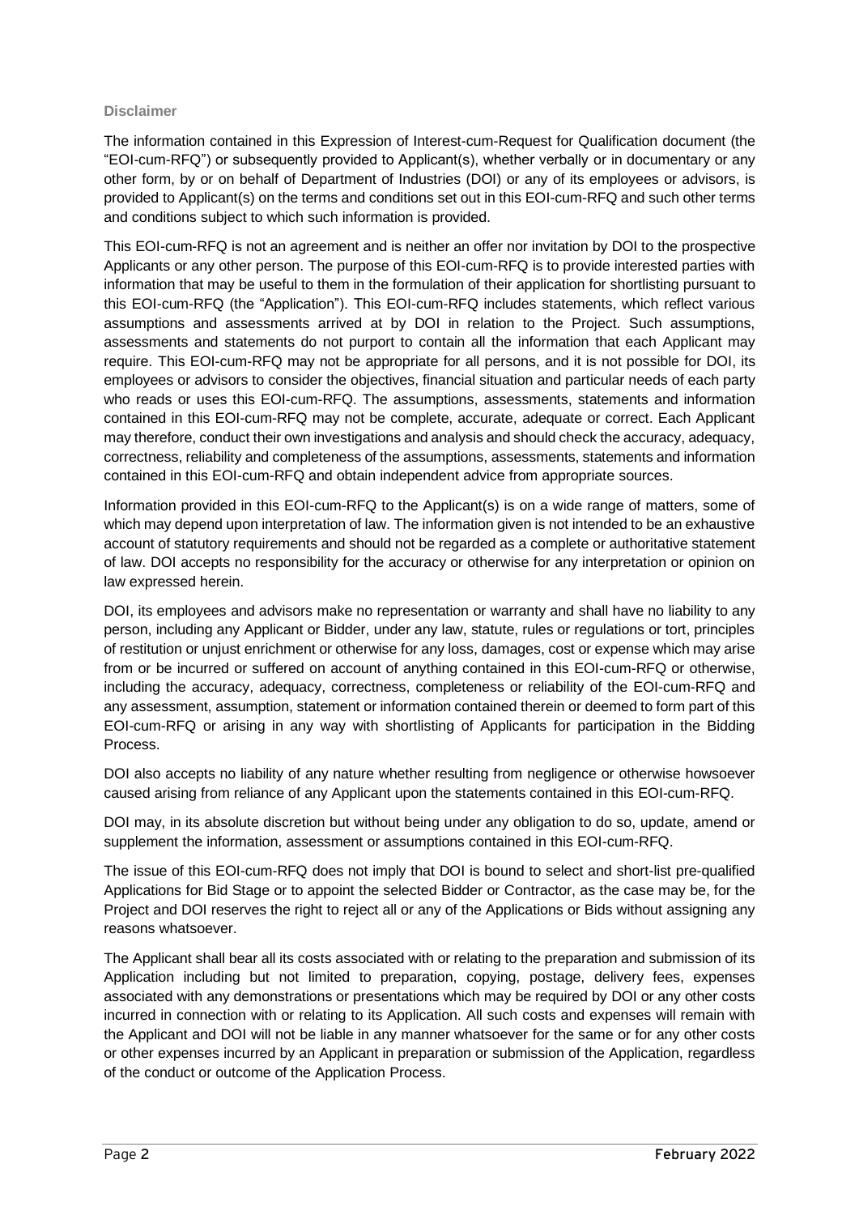## Disclaimer

The information contained in this Expression of Interest-cum-Request for Qualification document (the "EOI-cum-RFQ") or subsequently provided to Applicant(s), whether verbally or in documentary or any other form, by or on behalf of Department of Industries (DOI) or any of its employees or advisors, is provided to Applicant(s) on the terms and conditions set out in this EOI-cum-RFQ and such other terms and conditions subject to which such information is provided.

This EOI-cum-RFQ is not an agreement and is neither an offer nor invitation by DOI to the prospective Applicants or any other person. The purpose of this EOI-cum-RFQ is to provide interested parties with information that may be useful to them in the formulation of their application for shortlisting pursuant to this EOI-cum-RFQ (the "Application"). This EOI-cum-RFQ includes statements, which reflect various assumptions and assessments arrived at by DOI in relation to the Project. Such assumptions, assessments and statements do not purport to contain all the information that each Applicant may require. This EOI-cum-RFQ may not be appropriate for all persons, and it is not possible for DOI, its employees or advisors to consider the objectives, financial situation and particular needs of each party who reads or uses this EOI-cum-RFQ. The assumptions, assessments, statements and information contained in this EOI-cum-RFQ may not be complete, accurate, adequate or correct. Each Applicant may therefore, conduct their own investigations and analysis and should check the accuracy, adequacy, correctness, reliability and completeness of the assumptions, assessments, statements and information contained in this EOI-cum-RFQ and obtain independent advice from appropriate sources.

Information provided in this EOI-cum-RFQ to the Applicant(s) is on a wide range of matters, some of which may depend upon interpretation of law. The information given is not intended to be an exhaustive account of statutory requirements and should not be regarded as a complete or authoritative statement of law. DOI accepts no responsibility for the accuracy or otherwise for any interpretation or opinion on law expressed herein.

DOI, its employees and advisors make no representation or warranty and shall have no liability to any person, including any Applicant or Bidder, under any law, statute, rules or regulations or tort, principles of restitution or unjust enrichment or otherwise for any loss, damages, cost or expense which may arise from or be incurred or suffered on account of anything contained in this EOI-cum-RFQ or otherwise, including the accuracy, adequacy, correctness, completeness or reliability of the EOI-cum-RFQ and any assessment, assumption, statement or information contained therein or deemed to form part of this EOI-cum-RFQ or arising in any way with shortlisting of Applicants for participation in the Bidding Process.

DOI also accepts no liability of any nature whether resulting from negligence or otherwise howsoever caused arising from reliance of any Applicant upon the statements contained in this EOI-cum-RFQ.

DOI may, in its absolute discretion but without being under any obligation to do so, update, amend or supplement the information, assessment or assumptions contained in this EOI-cum-RFQ.

The issue of this EOI-cum-RFQ does not imply that DOI is bound to select and short-list pre-qualified Applications for Bid Stage or to appoint the selected Bidder or Contractor, as the case may be, for the Project and DOI reserves the right to reject all or any of the Applications or Bids without assigning any reasons whatsoever.

The Applicant shall bear all its costs associated with or relating to the preparation and submission of its Application including but not limited to preparation, copying, postage, delivery fees, expenses associated with any demonstrations or presentations which may be required by DOI or any other costs incurred in connection with or relating to its Application. All such costs and expenses will remain with the Applicant and DOI will not be liable in any manner whatsoever for the same or for any other costs or other expenses incurred by an Applicant in preparation or submission of the Application, regardless of the conduct or outcome of the Application Process.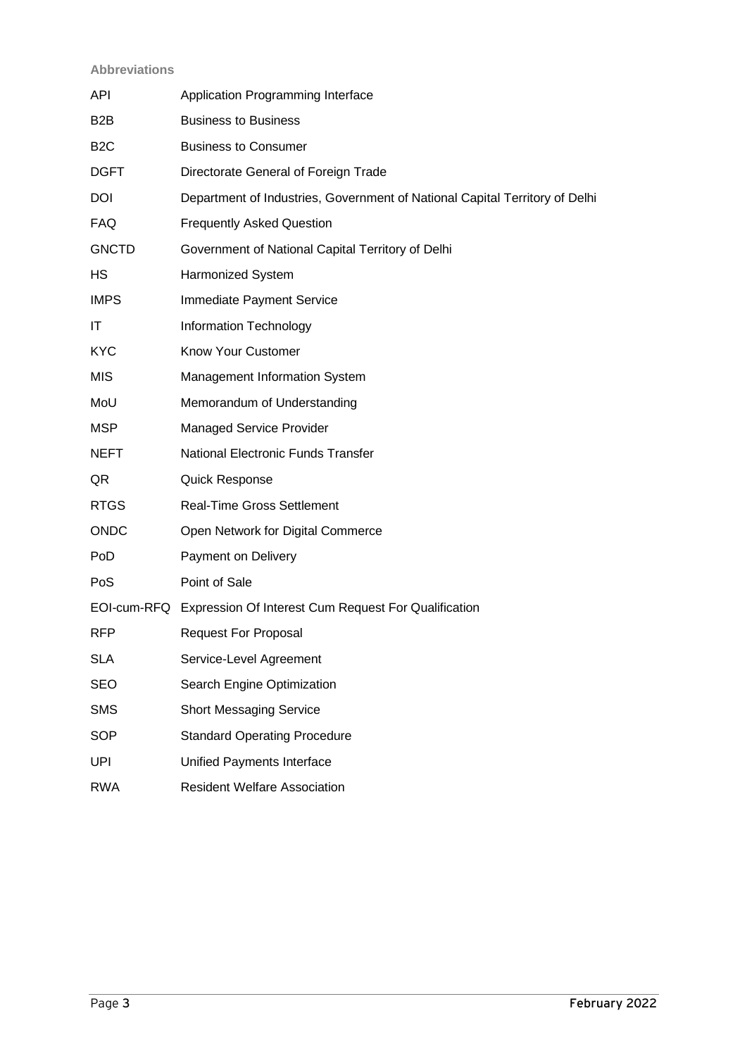### Abbreviations

| | |
|---|---|
| API | Application Programming Interface |
| B2B | Business to Business |
| B2C | Business to Consumer |
| DGFT | Directorate General of Foreign Trade |
| DOI | Department of Industries, Government of National Capital Territory of Delhi |
| FAQ | Frequently Asked Question |
| GNCTD | Government of National Capital Territory of Delhi |
| HS | Harmonized System |
| IMPS | Immediate Payment Service |
| IT | Information Technology |
| KYC | Know Your Customer |
| MIS | Management Information System |
| MoU | Memorandum of Understanding |
| MSP | Managed Service Provider |
| NEFT | National Electronic Funds Transfer |
| QR | Quick Response |
| RTGS | Real-Time Gross Settlement |
| ONDC | Open Network for Digital Commerce |
| PoD | Payment on Delivery |
| PoS | Point of Sale |
| EOI-cum-RFQ | Expression Of Interest Cum Request For Qualification |
| RFP | Request For Proposal |
| SLA | Service-Level Agreement |
| SEO | Search Engine Optimization |
| SMS | Short Messaging Service |
| SOP | Standard Operating Procedure |
| UPI | Unified Payments Interface |
| RWA | Resident Welfare Association |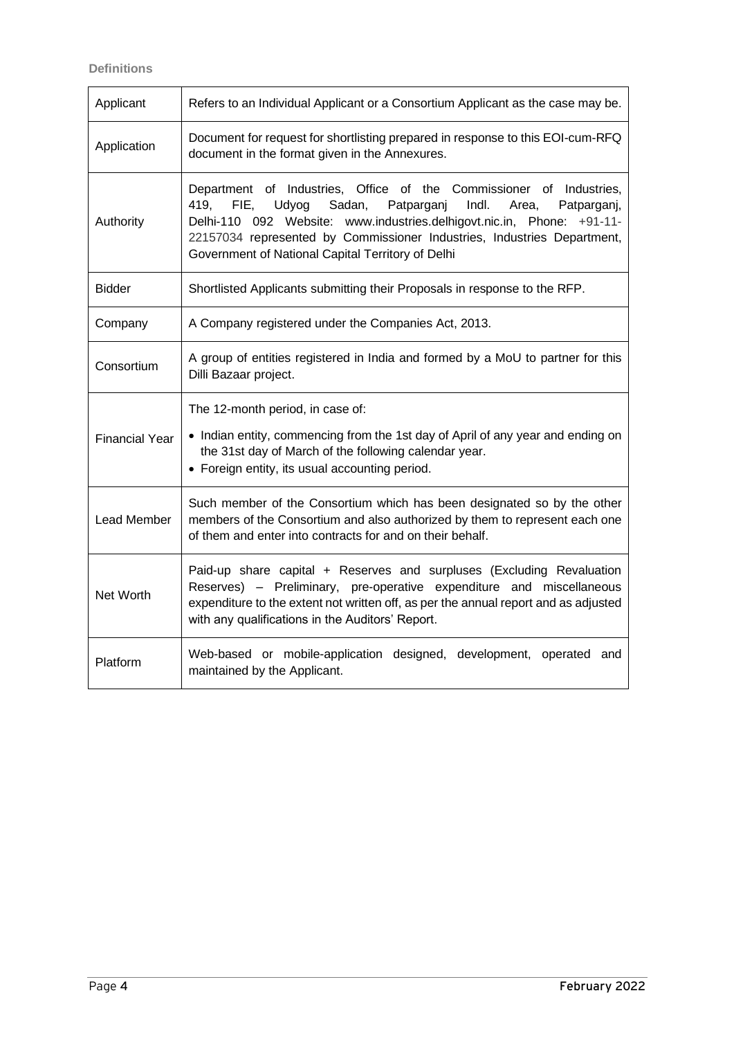### Definitions

| Applicant | Refers to an Individual Applicant or a Consortium Applicant as the case may be. |
|---|---|
| Application | Document for request for shortlisting prepared in response to this EOI-cum-RFQ document in the format given in the Annexures. |
| Authority | Department of Industries, Office of the Commissioner of Industries, 419, FIE, Udyog Sadan, Patparganj Indl. Area, Patparganj, Delhi-110 092 Website: www.industries.delhigovt.nic.in, Phone: +91-11-22157034 represented by Commissioner Industries, Industries Department, Government of National Capital Territory of Delhi |
| Bidder | Shortlisted Applicants submitting their Proposals in response to the RFP. |
| Company | A Company registered under the Companies Act, 2013. |
| Consortium | A group of entities registered in India and formed by a MoU to partner for this Dilli Bazaar project. |
| Financial Year | The 12-month period, in case of:<br>• Indian entity, commencing from the 1st day of April of any year and ending on the 31st day of March of the following calendar year.<br>• Foreign entity, its usual accounting period. |
| Lead Member | Such member of the Consortium which has been designated so by the other members of the Consortium and also authorized by them to represent each one of them and enter into contracts for and on their behalf. |
| Net Worth | Paid-up share capital + Reserves and surpluses (Excluding Revaluation Reserves) – Preliminary, pre-operative expenditure and miscellaneous expenditure to the extent not written off, as per the annual report and as adjusted with any qualifications in the Auditors' Report. |
| Platform | Web-based or mobile-application designed, development, operated and maintained by the Applicant. |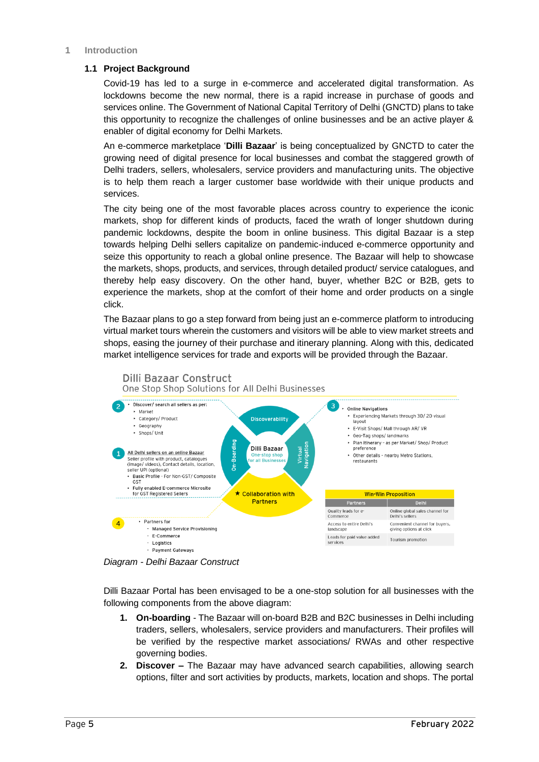# 1 Introduction

## 1.1 Project Background

Covid-19 has led to a surge in e-commerce and accelerated digital transformation. As lockdowns become the new normal, there is a rapid increase in purchase of goods and services online. The Government of National Capital Territory of Delhi (GNCTD) plans to take this opportunity to recognize the challenges of online businesses and be an active player & enabler of digital economy for Delhi Markets.

An e-commerce marketplace '**Dilli Bazaar**' is being conceptualized by GNCTD to cater the growing need of digital presence for local businesses and combat the staggered growth of Delhi traders, sellers, wholesalers, service providers and manufacturing units. The objective is to help them reach a larger customer base worldwide with their unique products and services.

The city being one of the most favorable places across country to experience the iconic markets, shop for different kinds of products, faced the wrath of longer shutdown during pandemic lockdowns, despite the boom in online business. This digital Bazaar is a step towards helping Delhi sellers capitalize on pandemic-induced e-commerce opportunity and seize this opportunity to reach a global online presence. The Bazaar will help to showcase the markets, shops, products, and services, through detailed product/ service catalogues, and thereby help easy discovery. On the other hand, buyer, whether B2C or B2B, gets to experience the markets, shop at the comfort of their home and order products on a single click.

The Bazaar plans to go a step forward from being just an e-commerce platform to introducing virtual market tours wherein the customers and visitors will be able to view market streets and shops, easing the journey of their purchase and itinerary planning. Along with this, dedicated market intelligence services for trade and exports will be provided through the Bazaar.

**Dilli Bazaar Construct**
One Stop Shop Solutions for All Delhi Businesses

Dilli Bazaar – One-stop shop for all Businesses: Discoverability, Virtual Navigation, Collaboration with Partners, On-Boarding

1. All Delhi sellers on an online Bazaar
   Seller profile with product, catalogues (Image/ videos), Contact details, location, seller UPI (optional)
   - Basic Profile - For Non-GST/ Composite GST
   - Fully enabled E-commerce Microsite for GST Registered Sellers

2. Discover/ search all sellers as per:
   - Market
   - Category/ Product
   - Geography
   - Shops/ Unit

3. Online Navigations
   - Experiencing Markets through 3D/ 2D visual layout
   - E-Visit Shops/ Mall through AR/ VR
   - Geo-Tag shops/ landmarks
   - Plan itinerary - as per Market/ Shop/ Product preference
   - Other details - nearby Metro Stations, restaurants

4. Partners for
   - Managed Service Provisioning
   - E-Commerce
   - Logistics
   - Payment Gateways

| Win-Win Proposition | |
|---|---|
| Partners | Delhi |
| Quality leads for e-Commerce | Online global sales channel for Delhi's sellers |
| Access to entire Delhi's landscape | Convenient channel for buyers, giving options at click |
| Leads for paid value added services | Tourism promotion |

*Diagram - Delhi Bazaar Construct*

Dilli Bazaar Portal has been envisaged to be a one-stop solution for all businesses with the following components from the above diagram:

1. **On-boarding** - The Bazaar will on-board B2B and B2C businesses in Delhi including traders, sellers, wholesalers, service providers and manufacturers. Their profiles will be verified by the respective market associations/ RWAs and other respective governing bodies.
2. **Discover –** The Bazaar may have advanced search capabilities, allowing search options, filter and sort activities by products, markets, location and shops. The portal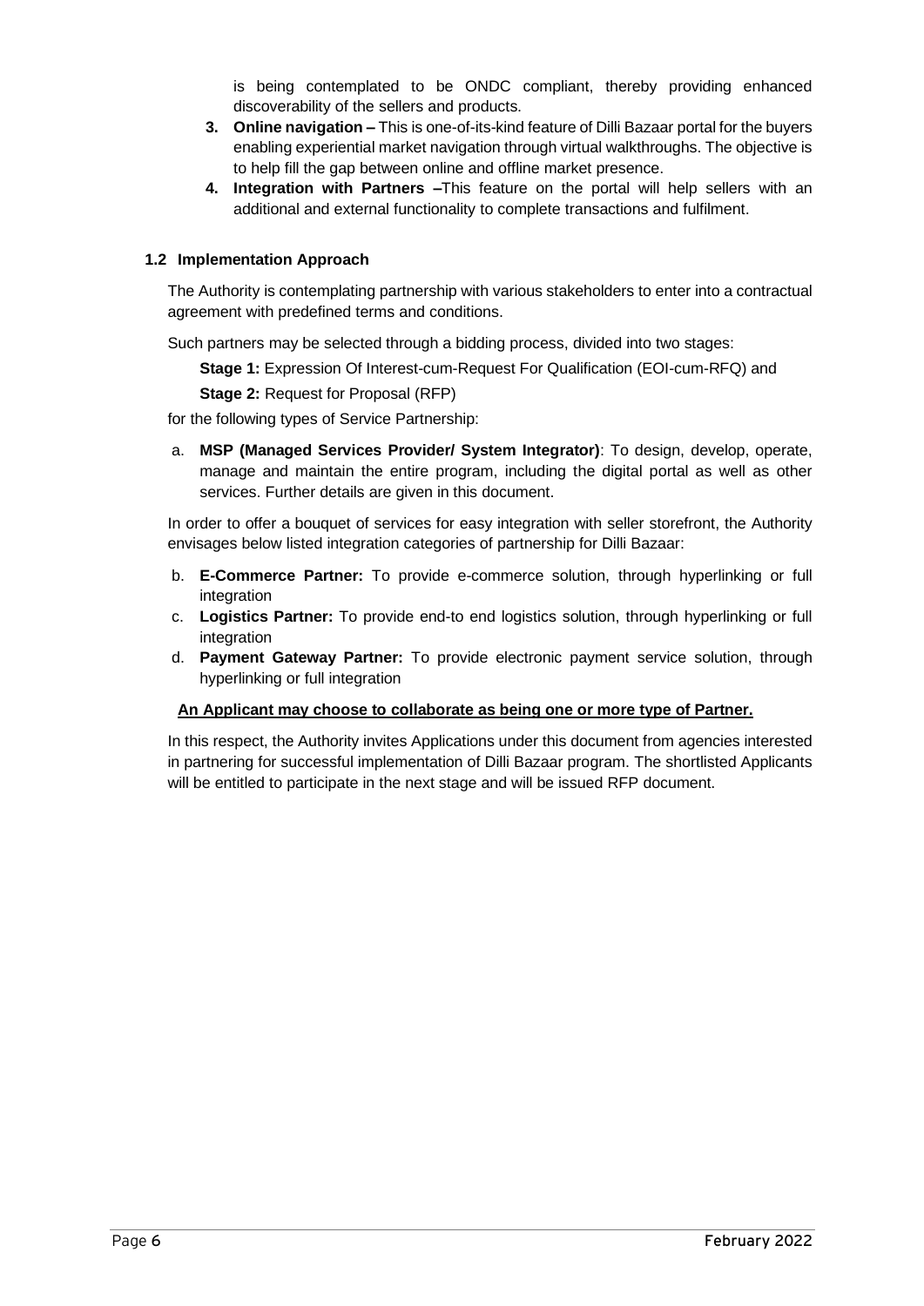is being contemplated to be ONDC compliant, thereby providing enhanced discoverability of the sellers and products.

3. **Online navigation –** This is one-of-its-kind feature of Dilli Bazaar portal for the buyers enabling experiential market navigation through virtual walkthroughs. The objective is to help fill the gap between online and offline market presence.
4. **Integration with Partners –**This feature on the portal will help sellers with an additional and external functionality to complete transactions and fulfilment.

### 1.2 Implementation Approach

The Authority is contemplating partnership with various stakeholders to enter into a contractual agreement with predefined terms and conditions.

Such partners may be selected through a bidding process, divided into two stages:

**Stage 1:** Expression Of Interest-cum-Request For Qualification (EOI-cum-RFQ) and

**Stage 2:** Request for Proposal (RFP)

for the following types of Service Partnership:

a. **MSP (Managed Services Provider/ System Integrator)**: To design, develop, operate, manage and maintain the entire program, including the digital portal as well as other services. Further details are given in this document.

In order to offer a bouquet of services for easy integration with seller storefront, the Authority envisages below listed integration categories of partnership for Dilli Bazaar:

b. **E-Commerce Partner:** To provide e-commerce solution, through hyperlinking or full integration
c. **Logistics Partner:** To provide end-to end logistics solution, through hyperlinking or full integration
d. **Payment Gateway Partner:** To provide electronic payment service solution, through hyperlinking or full integration

**An Applicant may choose to collaborate as being one or more type of Partner.**

In this respect, the Authority invites Applications under this document from agencies interested in partnering for successful implementation of Dilli Bazaar program. The shortlisted Applicants will be entitled to participate in the next stage and will be issued RFP document.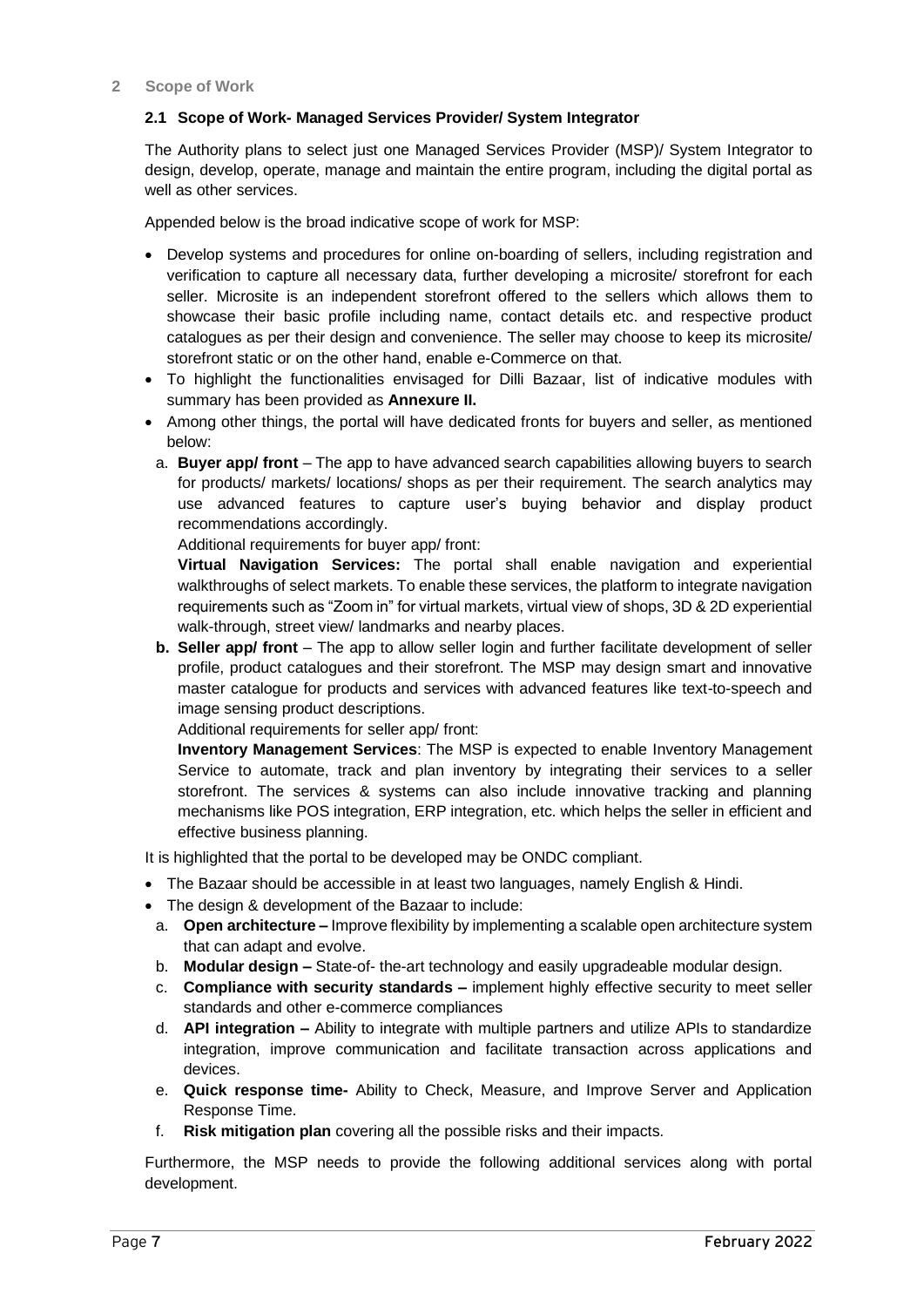## 2 Scope of Work

### 2.1 Scope of Work- Managed Services Provider/ System Integrator

The Authority plans to select just one Managed Services Provider (MSP)/ System Integrator to design, develop, operate, manage and maintain the entire program, including the digital portal as well as other services.

Appended below is the broad indicative scope of work for MSP:

- Develop systems and procedures for online on-boarding of sellers, including registration and verification to capture all necessary data, further developing a microsite/ storefront for each seller. Microsite is an independent storefront offered to the sellers which allows them to showcase their basic profile including name, contact details etc. and respective product catalogues as per their design and convenience. The seller may choose to keep its microsite/ storefront static or on the other hand, enable e-Commerce on that.
- To highlight the functionalities envisaged for Dilli Bazaar, list of indicative modules with summary has been provided as **Annexure II.**
- Among other things, the portal will have dedicated fronts for buyers and seller, as mentioned below:
  a. **Buyer app/ front** – The app to have advanced search capabilities allowing buyers to search for products/ markets/ locations/ shops as per their requirement. The search analytics may use advanced features to capture user's buying behavior and display product recommendations accordingly.
     Additional requirements for buyer app/ front:
     **Virtual Navigation Services:** The portal shall enable navigation and experiential walkthroughs of select markets. To enable these services, the platform to integrate navigation requirements such as "Zoom in" for virtual markets, virtual view of shops, 3D & 2D experiential walk-through, street view/ landmarks and nearby places.
  b. **Seller app/ front** – The app to allow seller login and further facilitate development of seller profile, product catalogues and their storefront. The MSP may design smart and innovative master catalogue for products and services with advanced features like text-to-speech and image sensing product descriptions.
     Additional requirements for seller app/ front:
     **Inventory Management Services**: The MSP is expected to enable Inventory Management Service to automate, track and plan inventory by integrating their services to a seller storefront. The services & systems can also include innovative tracking and planning mechanisms like POS integration, ERP integration, etc. which helps the seller in efficient and effective business planning.

It is highlighted that the portal to be developed may be ONDC compliant.

- The Bazaar should be accessible in at least two languages, namely English & Hindi.
- The design & development of the Bazaar to include:
  a. **Open architecture –** Improve flexibility by implementing a scalable open architecture system that can adapt and evolve.
  b. **Modular design –** State-of- the-art technology and easily upgradeable modular design.
  c. **Compliance with security standards –** implement highly effective security to meet seller standards and other e-commerce compliances
  d. **API integration –** Ability to integrate with multiple partners and utilize APIs to standardize integration, improve communication and facilitate transaction across applications and devices.
  e. **Quick response time-** Ability to Check, Measure, and Improve Server and Application Response Time.
  f. **Risk mitigation plan** covering all the possible risks and their impacts.

Furthermore, the MSP needs to provide the following additional services along with portal development.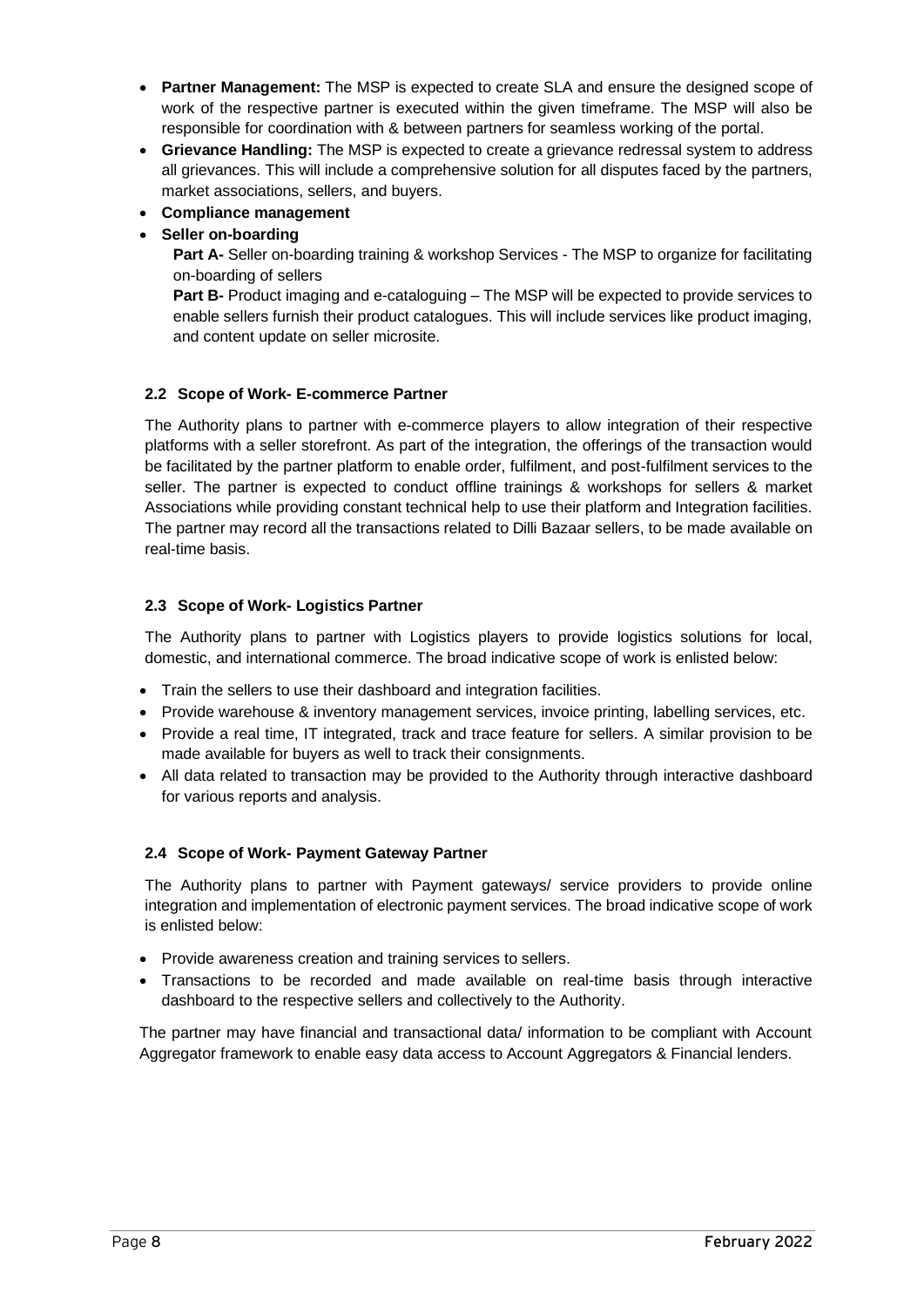- **Partner Management:** The MSP is expected to create SLA and ensure the designed scope of work of the respective partner is executed within the given timeframe. The MSP will also be responsible for coordination with & between partners for seamless working of the portal.
- **Grievance Handling:** The MSP is expected to create a grievance redressal system to address all grievances. This will include a comprehensive solution for all disputes faced by the partners, market associations, sellers, and buyers.
- **Compliance management**
- **Seller on-boarding**

  **Part A-** Seller on-boarding training & workshop Services - The MSP to organize for facilitating on-boarding of sellers

  **Part B-** Product imaging and e-cataloguing – The MSP will be expected to provide services to enable sellers furnish their product catalogues. This will include services like product imaging, and content update on seller microsite.

### 2.2 Scope of Work- E-commerce Partner

The Authority plans to partner with e-commerce players to allow integration of their respective platforms with a seller storefront. As part of the integration, the offerings of the transaction would be facilitated by the partner platform to enable order, fulfilment, and post-fulfilment services to the seller. The partner is expected to conduct offline trainings & workshops for sellers & market Associations while providing constant technical help to use their platform and Integration facilities. The partner may record all the transactions related to Dilli Bazaar sellers, to be made available on real-time basis.

### 2.3 Scope of Work- Logistics Partner

The Authority plans to partner with Logistics players to provide logistics solutions for local, domestic, and international commerce. The broad indicative scope of work is enlisted below:

- Train the sellers to use their dashboard and integration facilities.
- Provide warehouse & inventory management services, invoice printing, labelling services, etc.
- Provide a real time, IT integrated, track and trace feature for sellers. A similar provision to be made available for buyers as well to track their consignments.
- All data related to transaction may be provided to the Authority through interactive dashboard for various reports and analysis.

### 2.4 Scope of Work- Payment Gateway Partner

The Authority plans to partner with Payment gateways/ service providers to provide online integration and implementation of electronic payment services. The broad indicative scope of work is enlisted below:

- Provide awareness creation and training services to sellers.
- Transactions to be recorded and made available on real-time basis through interactive dashboard to the respective sellers and collectively to the Authority.

The partner may have financial and transactional data/ information to be compliant with Account Aggregator framework to enable easy data access to Account Aggregators & Financial lenders.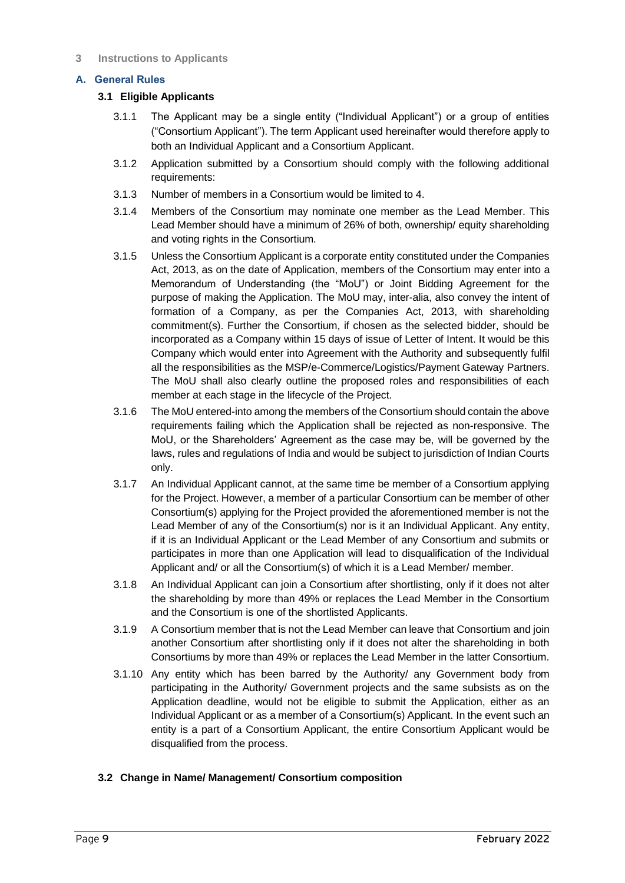## 3 Instructions to Applicants

### A. General Rules

#### 3.1 Eligible Applicants

3.1.1 The Applicant may be a single entity ("Individual Applicant") or a group of entities ("Consortium Applicant"). The term Applicant used hereinafter would therefore apply to both an Individual Applicant and a Consortium Applicant.

3.1.2 Application submitted by a Consortium should comply with the following additional requirements:

3.1.3 Number of members in a Consortium would be limited to 4.

3.1.4 Members of the Consortium may nominate one member as the Lead Member. This Lead Member should have a minimum of 26% of both, ownership/ equity shareholding and voting rights in the Consortium.

3.1.5 Unless the Consortium Applicant is a corporate entity constituted under the Companies Act, 2013, as on the date of Application, members of the Consortium may enter into a Memorandum of Understanding (the "MoU") or Joint Bidding Agreement for the purpose of making the Application. The MoU may, inter-alia, also convey the intent of formation of a Company, as per the Companies Act, 2013, with shareholding commitment(s). Further the Consortium, if chosen as the selected bidder, should be incorporated as a Company within 15 days of issue of Letter of Intent. It would be this Company which would enter into Agreement with the Authority and subsequently fulfil all the responsibilities as the MSP/e-Commerce/Logistics/Payment Gateway Partners. The MoU shall also clearly outline the proposed roles and responsibilities of each member at each stage in the lifecycle of the Project.

3.1.6 The MoU entered-into among the members of the Consortium should contain the above requirements failing which the Application shall be rejected as non-responsive. The MoU, or the Shareholders' Agreement as the case may be, will be governed by the laws, rules and regulations of India and would be subject to jurisdiction of Indian Courts only.

3.1.7 An Individual Applicant cannot, at the same time be member of a Consortium applying for the Project. However, a member of a particular Consortium can be member of other Consortium(s) applying for the Project provided the aforementioned member is not the Lead Member of any of the Consortium(s) nor is it an Individual Applicant. Any entity, if it is an Individual Applicant or the Lead Member of any Consortium and submits or participates in more than one Application will lead to disqualification of the Individual Applicant and/ or all the Consortium(s) of which it is a Lead Member/ member.

3.1.8 An Individual Applicant can join a Consortium after shortlisting, only if it does not alter the shareholding by more than 49% or replaces the Lead Member in the Consortium and the Consortium is one of the shortlisted Applicants.

3.1.9 A Consortium member that is not the Lead Member can leave that Consortium and join another Consortium after shortlisting only if it does not alter the shareholding in both Consortiums by more than 49% or replaces the Lead Member in the latter Consortium.

3.1.10 Any entity which has been barred by the Authority/ any Government body from participating in the Authority/ Government projects and the same subsists as on the Application deadline, would not be eligible to submit the Application, either as an Individual Applicant or as a member of a Consortium(s) Applicant. In the event such an entity is a part of a Consortium Applicant, the entire Consortium Applicant would be disqualified from the process.

#### 3.2 Change in Name/ Management/ Consortium composition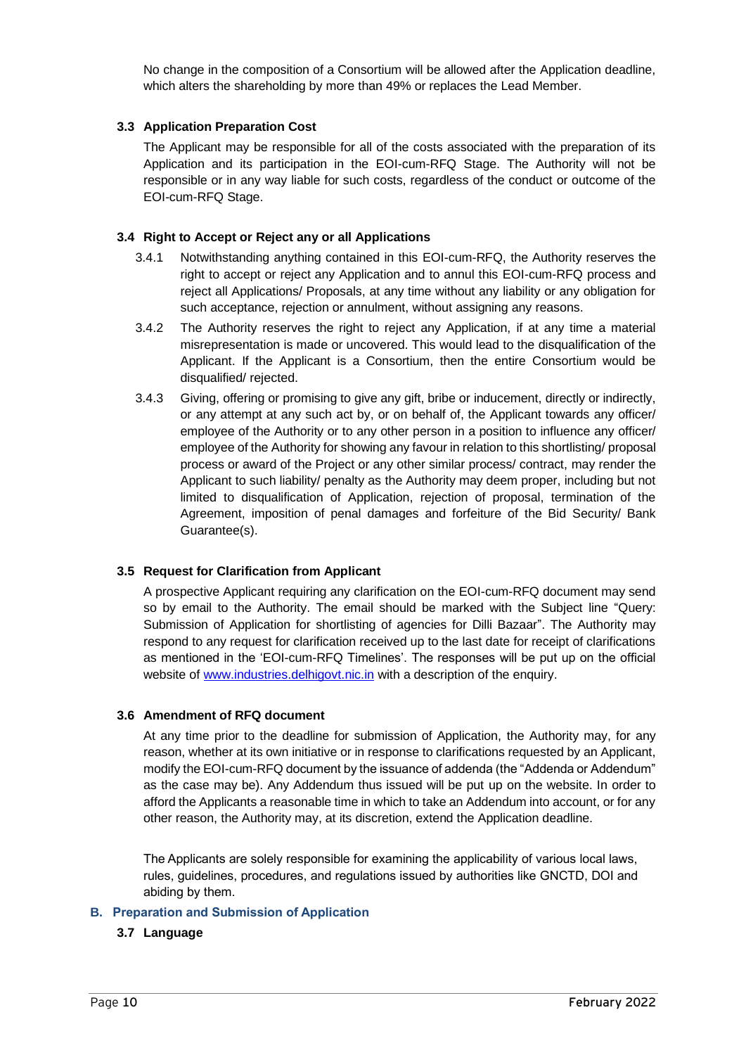No change in the composition of a Consortium will be allowed after the Application deadline, which alters the shareholding by more than 49% or replaces the Lead Member.

### 3.3 Application Preparation Cost

The Applicant may be responsible for all of the costs associated with the preparation of its Application and its participation in the EOI-cum-RFQ Stage. The Authority will not be responsible or in any way liable for such costs, regardless of the conduct or outcome of the EOI-cum-RFQ Stage.

### 3.4 Right to Accept or Reject any or all Applications

3.4.1 Notwithstanding anything contained in this EOI-cum-RFQ, the Authority reserves the right to accept or reject any Application and to annul this EOI-cum-RFQ process and reject all Applications/ Proposals, at any time without any liability or any obligation for such acceptance, rejection or annulment, without assigning any reasons.

3.4.2 The Authority reserves the right to reject any Application, if at any time a material misrepresentation is made or uncovered. This would lead to the disqualification of the Applicant. If the Applicant is a Consortium, then the entire Consortium would be disqualified/ rejected.

3.4.3 Giving, offering or promising to give any gift, bribe or inducement, directly or indirectly, or any attempt at any such act by, or on behalf of, the Applicant towards any officer/ employee of the Authority or to any other person in a position to influence any officer/ employee of the Authority for showing any favour in relation to this shortlisting/ proposal process or award of the Project or any other similar process/ contract, may render the Applicant to such liability/ penalty as the Authority may deem proper, including but not limited to disqualification of Application, rejection of proposal, termination of the Agreement, imposition of penal damages and forfeiture of the Bid Security/ Bank Guarantee(s).

### 3.5 Request for Clarification from Applicant

A prospective Applicant requiring any clarification on the EOI-cum-RFQ document may send so by email to the Authority. The email should be marked with the Subject line "Query: Submission of Application for shortlisting of agencies for Dilli Bazaar". The Authority may respond to any request for clarification received up to the last date for receipt of clarifications as mentioned in the 'EOI-cum-RFQ Timelines'. The responses will be put up on the official website of [www.industries.delhigovt.nic.in](www.industries.delhigovt.nic.in) with a description of the enquiry.

### 3.6 Amendment of RFQ document

At any time prior to the deadline for submission of Application, the Authority may, for any reason, whether at its own initiative or in response to clarifications requested by an Applicant, modify the EOI-cum-RFQ document by the issuance of addenda (the "Addenda or Addendum" as the case may be). Any Addendum thus issued will be put up on the website. In order to afford the Applicants a reasonable time in which to take an Addendum into account, or for any other reason, the Authority may, at its discretion, extend the Application deadline.

The Applicants are solely responsible for examining the applicability of various local laws, rules, guidelines, procedures, and regulations issued by authorities like GNCTD, DOI and abiding by them.

## B. Preparation and Submission of Application

### 3.7 Language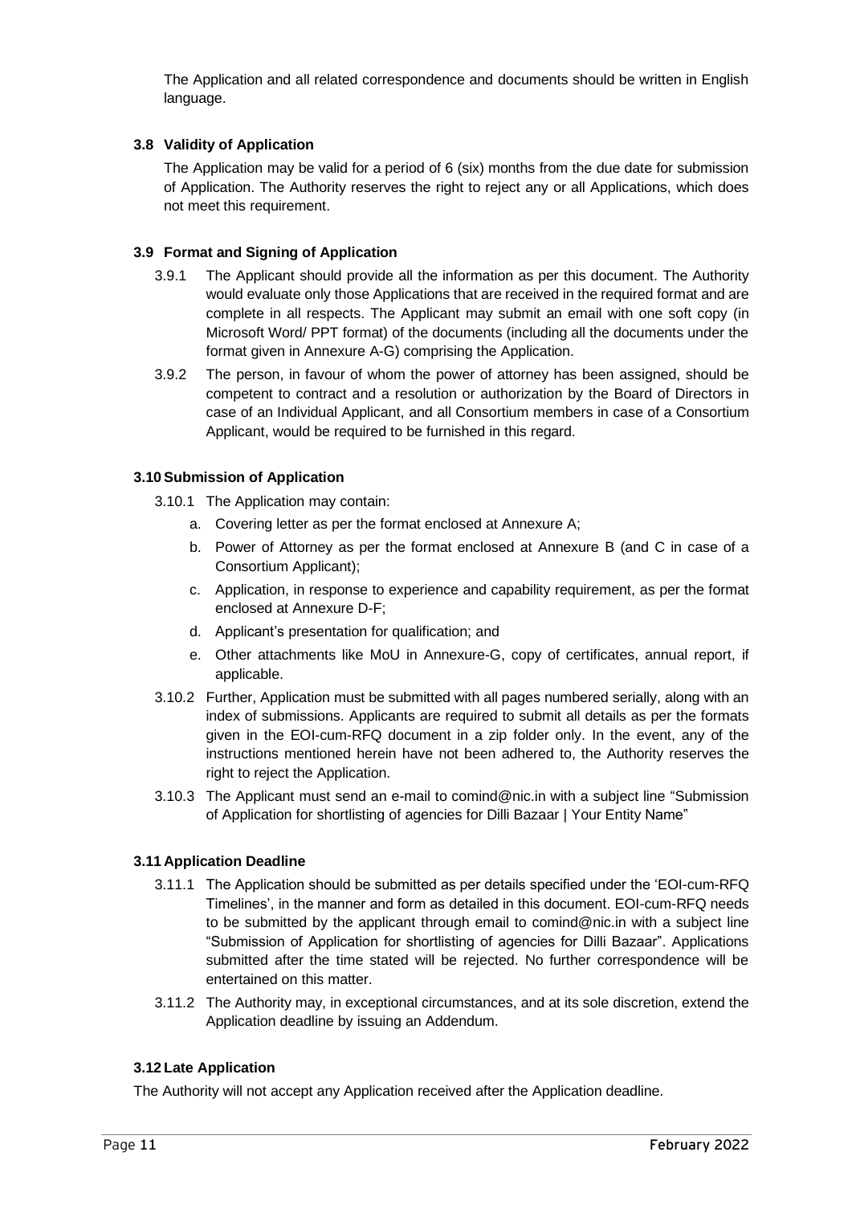The Application and all related correspondence and documents should be written in English language.

### 3.8 Validity of Application

The Application may be valid for a period of 6 (six) months from the due date for submission of Application. The Authority reserves the right to reject any or all Applications, which does not meet this requirement.

### 3.9 Format and Signing of Application

3.9.1 The Applicant should provide all the information as per this document. The Authority would evaluate only those Applications that are received in the required format and are complete in all respects. The Applicant may submit an email with one soft copy (in Microsoft Word/ PPT format) of the documents (including all the documents under the format given in Annexure A-G) comprising the Application.

3.9.2 The person, in favour of whom the power of attorney has been assigned, should be competent to contract and a resolution or authorization by the Board of Directors in case of an Individual Applicant, and all Consortium members in case of a Consortium Applicant, would be required to be furnished in this regard.

### 3.10 Submission of Application

3.10.1 The Application may contain:

a. Covering letter as per the format enclosed at Annexure A;
b. Power of Attorney as per the format enclosed at Annexure B (and C in case of a Consortium Applicant);
c. Application, in response to experience and capability requirement, as per the format enclosed at Annexure D-F;
d. Applicant's presentation for qualification; and
e. Other attachments like MoU in Annexure-G, copy of certificates, annual report, if applicable.

3.10.2 Further, Application must be submitted with all pages numbered serially, along with an index of submissions. Applicants are required to submit all details as per the formats given in the EOI-cum-RFQ document in a zip folder only. In the event, any of the instructions mentioned herein have not been adhered to, the Authority reserves the right to reject the Application.

3.10.3 The Applicant must send an e-mail to comind@nic.in with a subject line "Submission of Application for shortlisting of agencies for Dilli Bazaar | Your Entity Name"

### 3.11 Application Deadline

3.11.1 The Application should be submitted as per details specified under the 'EOI-cum-RFQ Timelines', in the manner and form as detailed in this document. EOI-cum-RFQ needs to be submitted by the applicant through email to comind@nic.in with a subject line "Submission of Application for shortlisting of agencies for Dilli Bazaar". Applications submitted after the time stated will be rejected. No further correspondence will be entertained on this matter.

3.11.2 The Authority may, in exceptional circumstances, and at its sole discretion, extend the Application deadline by issuing an Addendum.

### 3.12 Late Application

The Authority will not accept any Application received after the Application deadline.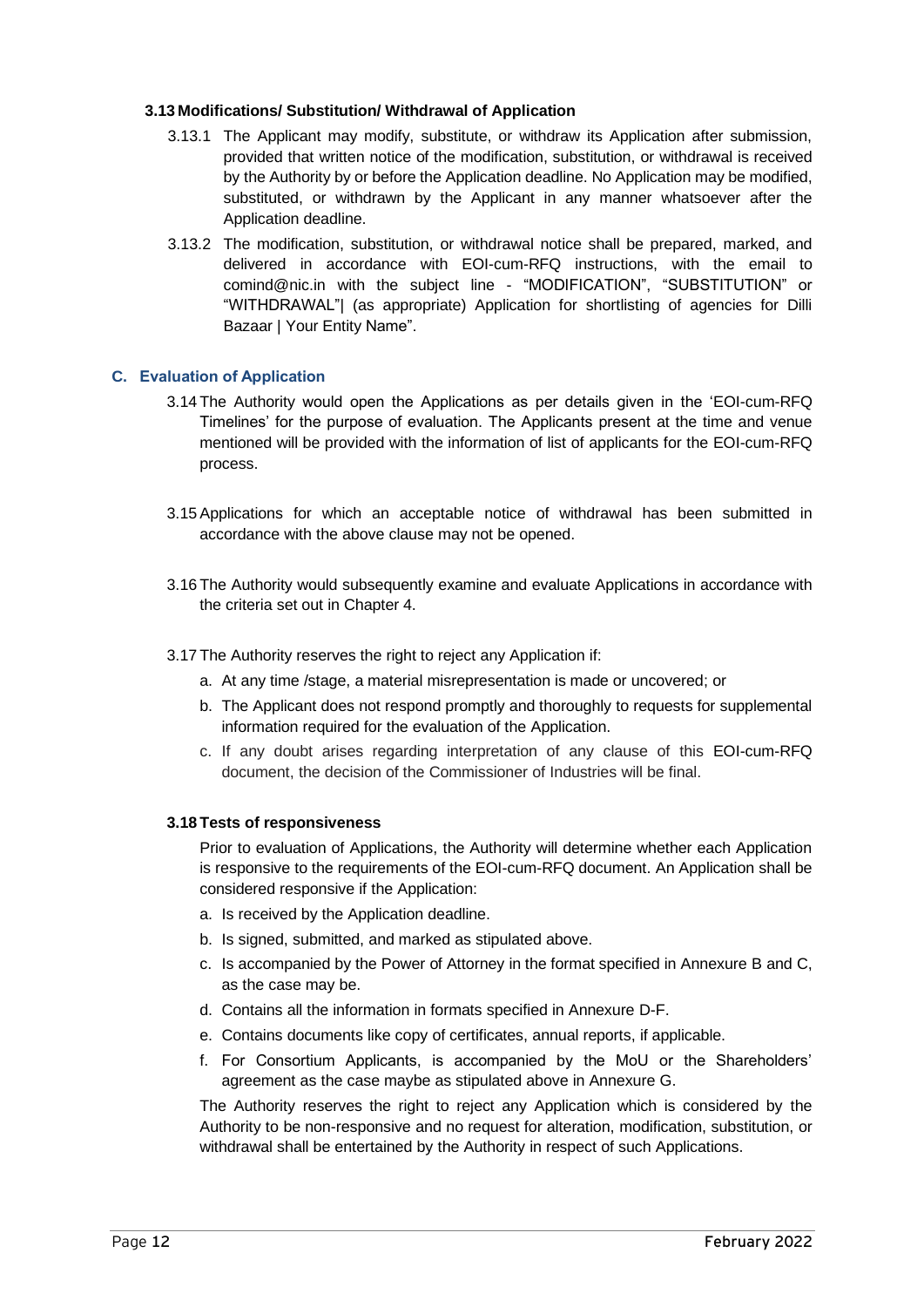### 3.13 Modifications/ Substitution/ Withdrawal of Application

3.13.1 The Applicant may modify, substitute, or withdraw its Application after submission, provided that written notice of the modification, substitution, or withdrawal is received by the Authority by or before the Application deadline. No Application may be modified, substituted, or withdrawn by the Applicant in any manner whatsoever after the Application deadline.

3.13.2 The modification, substitution, or withdrawal notice shall be prepared, marked, and delivered in accordance with EOI-cum-RFQ instructions, with the email to comind@nic.in with the subject line - "MODIFICATION", "SUBSTITUTION" or "WITHDRAWAL"| (as appropriate) Application for shortlisting of agencies for Dilli Bazaar | Your Entity Name".

## C. Evaluation of Application

3.14 The Authority would open the Applications as per details given in the 'EOI-cum-RFQ Timelines' for the purpose of evaluation. The Applicants present at the time and venue mentioned will be provided with the information of list of applicants for the EOI-cum-RFQ process.

3.15 Applications for which an acceptable notice of withdrawal has been submitted in accordance with the above clause may not be opened.

3.16 The Authority would subsequently examine and evaluate Applications in accordance with the criteria set out in Chapter 4.

3.17 The Authority reserves the right to reject any Application if:

a. At any time /stage, a material misrepresentation is made or uncovered; or
b. The Applicant does not respond promptly and thoroughly to requests for supplemental information required for the evaluation of the Application.
c. If any doubt arises regarding interpretation of any clause of this EOI-cum-RFQ document, the decision of the Commissioner of Industries will be final.

### 3.18 Tests of responsiveness

Prior to evaluation of Applications, the Authority will determine whether each Application is responsive to the requirements of the EOI-cum-RFQ document. An Application shall be considered responsive if the Application:

a. Is received by the Application deadline.
b. Is signed, submitted, and marked as stipulated above.
c. Is accompanied by the Power of Attorney in the format specified in Annexure B and C, as the case may be.
d. Contains all the information in formats specified in Annexure D-F.
e. Contains documents like copy of certificates, annual reports, if applicable.
f. For Consortium Applicants, is accompanied by the MoU or the Shareholders' agreement as the case maybe as stipulated above in Annexure G.

The Authority reserves the right to reject any Application which is considered by the Authority to be non-responsive and no request for alteration, modification, substitution, or withdrawal shall be entertained by the Authority in respect of such Applications.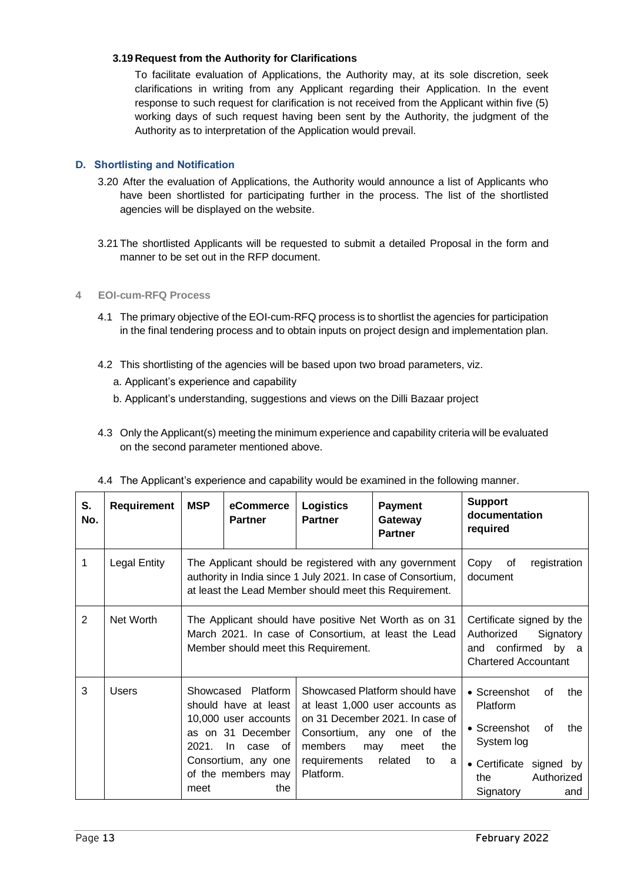### 3.19 Request from the Authority for Clarifications

To facilitate evaluation of Applications, the Authority may, at its sole discretion, seek clarifications in writing from any Applicant regarding their Application. In the event response to such request for clarification is not received from the Applicant within five (5) working days of such request having been sent by the Authority, the judgment of the Authority as to interpretation of the Application would prevail.

## D. Shortlisting and Notification

3.20 After the evaluation of Applications, the Authority would announce a list of Applicants who have been shortlisted for participating further in the process. The list of the shortlisted agencies will be displayed on the website.

3.21 The shortlisted Applicants will be requested to submit a detailed Proposal in the form and manner to be set out in the RFP document.

## 4 EOI-cum-RFQ Process

4.1 The primary objective of the EOI-cum-RFQ process is to shortlist the agencies for participation in the final tendering process and to obtain inputs on project design and implementation plan.

4.2 This shortlisting of the agencies will be based upon two broad parameters, viz.

a. Applicant's experience and capability

b. Applicant's understanding, suggestions and views on the Dilli Bazaar project

4.3 Only the Applicant(s) meeting the minimum experience and capability criteria will be evaluated on the second parameter mentioned above.

4.4 The Applicant's experience and capability would be examined in the following manner.

| S. No. | Requirement | MSP | eCommerce Partner | Logistics Partner | Payment Gateway Partner | Support documentation required |
|---|---|---|---|---|---|---|
| 1 | Legal Entity | The Applicant should be registered with any government authority in India since 1 July 2021. In case of Consortium, at least the Lead Member should meet this Requirement. | | | | Copy of registration document |
| 2 | Net Worth | The Applicant should have positive Net Worth as on 31 March 2021. In case of Consortium, at least the Lead Member should meet this Requirement. | | | | Certificate signed by the Authorized Signatory and confirmed by a Chartered Accountant |
| 3 | Users | Showcased Platform should have at least 10,000 user accounts as on 31 December 2021. In case of Consortium, any one of the members may meet the | | Showcased Platform should have at least 1,000 user accounts as on 31 December 2021. In case of Consortium, any one of the members may meet the requirements related to a Platform. | | • Screenshot of the Platform<br>• Screenshot of the System log<br>• Certificate signed by the Authorized Signatory and |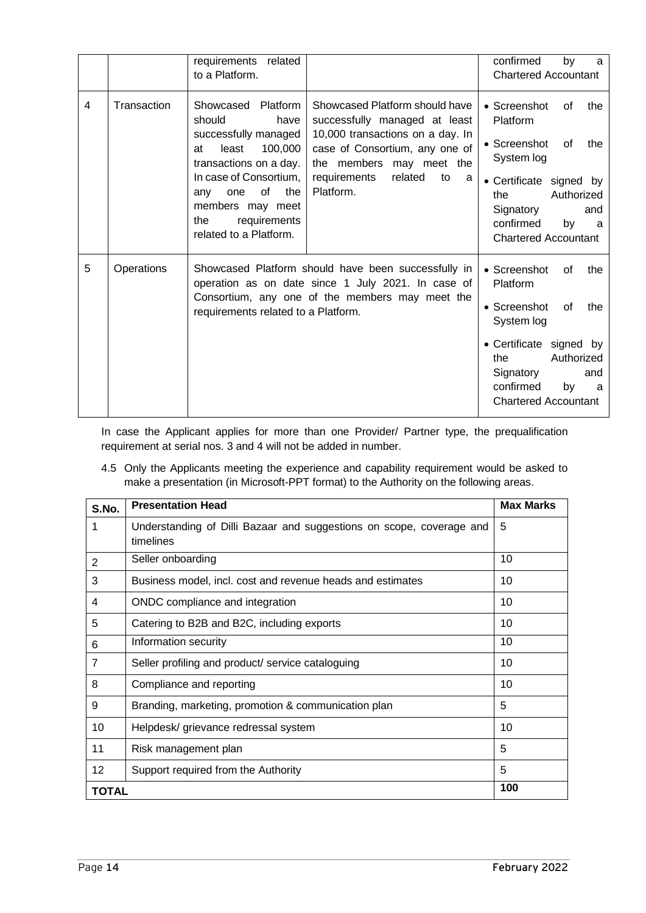| | | requirements related to a Platform. | | confirmed by a Chartered Accountant |
|---|---|---|---|---|
| 4 | Transaction | Showcased Platform should have successfully managed at least 100,000 transactions on a day. In case of Consortium, any one of the members may meet the requirements related to a Platform. | Showcased Platform should have successfully managed at least 10,000 transactions on a day. In case of Consortium, any one of the members may meet the requirements related to a Platform. | • Screenshot of the Platform<br>• Screenshot of the System log<br>• Certificate signed by the Authorized Signatory and confirmed by a Chartered Accountant |
| 5 | Operations | Showcased Platform should have been successfully in operation as on date since 1 July 2021. In case of Consortium, any one of the members may meet the requirements related to a Platform. | | • Screenshot of the Platform<br>• Screenshot of the System log<br>• Certificate signed by the Authorized Signatory and confirmed by a Chartered Accountant |

In case the Applicant applies for more than one Provider/ Partner type, the prequalification requirement at serial nos. 3 and 4 will not be added in number.

4.5 Only the Applicants meeting the experience and capability requirement would be asked to make a presentation (in Microsoft-PPT format) to the Authority on the following areas.

| S.No. | Presentation Head | Max Marks |
|---|---|---|
| 1 | Understanding of Dilli Bazaar and suggestions on scope, coverage and timelines | 5 |
| 2 | Seller onboarding | 10 |
| 3 | Business model, incl. cost and revenue heads and estimates | 10 |
| 4 | ONDC compliance and integration | 10 |
| 5 | Catering to B2B and B2C, including exports | 10 |
| 6 | Information security | 10 |
| 7 | Seller profiling and product/ service cataloguing | 10 |
| 8 | Compliance and reporting | 10 |
| 9 | Branding, marketing, promotion & communication plan | 5 |
| 10 | Helpdesk/ grievance redressal system | 10 |
| 11 | Risk management plan | 5 |
| 12 | Support required from the Authority | 5 |
| **TOTAL** | | **100** |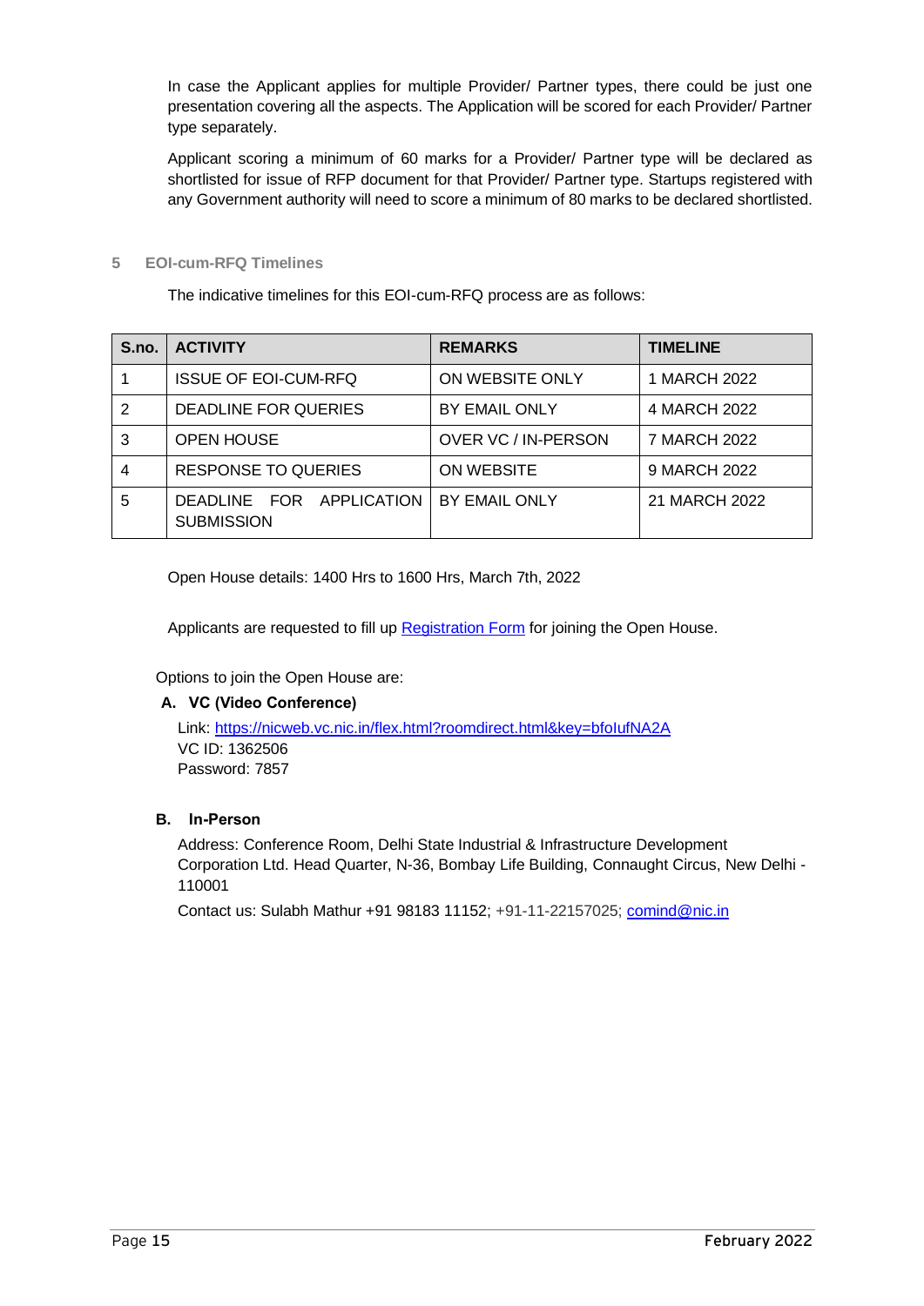In case the Applicant applies for multiple Provider/ Partner types, there could be just one presentation covering all the aspects. The Application will be scored for each Provider/ Partner type separately.

Applicant scoring a minimum of 60 marks for a Provider/ Partner type will be declared as shortlisted for issue of RFP document for that Provider/ Partner type. Startups registered with any Government authority will need to score a minimum of 80 marks to be declared shortlisted.

## 5 EOI-cum-RFQ Timelines

The indicative timelines for this EOI-cum-RFQ process are as follows:

| S.no. | ACTIVITY | REMARKS | TIMELINE |
|---|---|---|---|
| 1 | ISSUE OF EOI-CUM-RFQ | ON WEBSITE ONLY | 1 MARCH 2022 |
| 2 | DEADLINE FOR QUERIES | BY EMAIL ONLY | 4 MARCH 2022 |
| 3 | OPEN HOUSE | OVER VC / IN-PERSON | 7 MARCH 2022 |
| 4 | RESPONSE TO QUERIES | ON WEBSITE | 9 MARCH 2022 |
| 5 | DEADLINE FOR APPLICATION SUBMISSION | BY EMAIL ONLY | 21 MARCH 2022 |

Open House details: 1400 Hrs to 1600 Hrs, March 7th, 2022

Applicants are requested to fill up Registration Form for joining the Open House.

Options to join the Open House are:

**A. VC (Video Conference)**

Link: https://nicweb.vc.nic.in/flex.html?roomdirect.html&key=bfoIufNA2A
VC ID: 1362506
Password: 7857

**B. In-Person**

Address: Conference Room, Delhi State Industrial & Infrastructure Development Corporation Ltd. Head Quarter, N-36, Bombay Life Building, Connaught Circus, New Delhi - 110001

Contact us: Sulabh Mathur +91 98183 11152; +91-11-22157025; comind@nic.in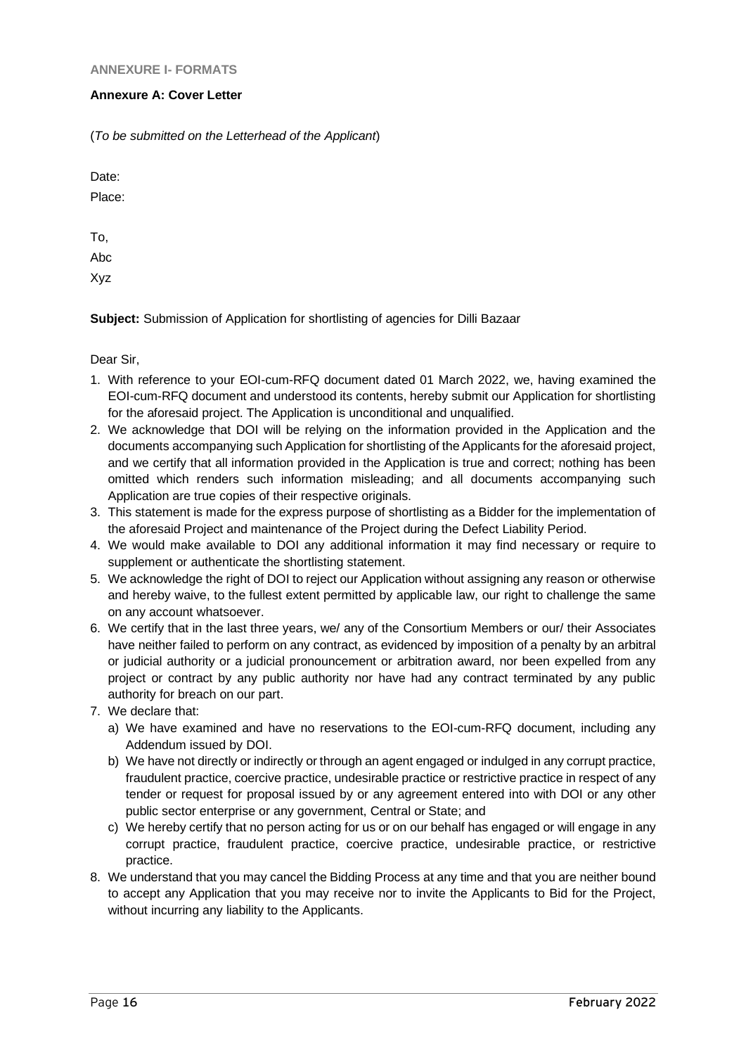**ANNEXURE I- FORMATS**

**Annexure A: Cover Letter**

(*To be submitted on the Letterhead of the Applicant*)

Date:

Place:

To,

Abc

Xyz

**Subject:** Submission of Application for shortlisting of agencies for Dilli Bazaar

Dear Sir,

1. With reference to your EOI-cum-RFQ document dated 01 March 2022, we, having examined the EOI-cum-RFQ document and understood its contents, hereby submit our Application for shortlisting for the aforesaid project. The Application is unconditional and unqualified.
2. We acknowledge that DOI will be relying on the information provided in the Application and the documents accompanying such Application for shortlisting of the Applicants for the aforesaid project, and we certify that all information provided in the Application is true and correct; nothing has been omitted which renders such information misleading; and all documents accompanying such Application are true copies of their respective originals.
3. This statement is made for the express purpose of shortlisting as a Bidder for the implementation of the aforesaid Project and maintenance of the Project during the Defect Liability Period.
4. We would make available to DOI any additional information it may find necessary or require to supplement or authenticate the shortlisting statement.
5. We acknowledge the right of DOI to reject our Application without assigning any reason or otherwise and hereby waive, to the fullest extent permitted by applicable law, our right to challenge the same on any account whatsoever.
6. We certify that in the last three years, we/ any of the Consortium Members or our/ their Associates have neither failed to perform on any contract, as evidenced by imposition of a penalty by an arbitral or judicial authority or a judicial pronouncement or arbitration award, nor been expelled from any project or contract by any public authority nor have had any contract terminated by any public authority for breach on our part.
7. We declare that:
   a) We have examined and have no reservations to the EOI-cum-RFQ document, including any Addendum issued by DOI.
   b) We have not directly or indirectly or through an agent engaged or indulged in any corrupt practice, fraudulent practice, coercive practice, undesirable practice or restrictive practice in respect of any tender or request for proposal issued by or any agreement entered into with DOI or any other public sector enterprise or any government, Central or State; and
   c) We hereby certify that no person acting for us or on our behalf has engaged or will engage in any corrupt practice, fraudulent practice, coercive practice, undesirable practice, or restrictive practice.
8. We understand that you may cancel the Bidding Process at any time and that you are neither bound to accept any Application that you may receive nor to invite the Applicants to Bid for the Project, without incurring any liability to the Applicants.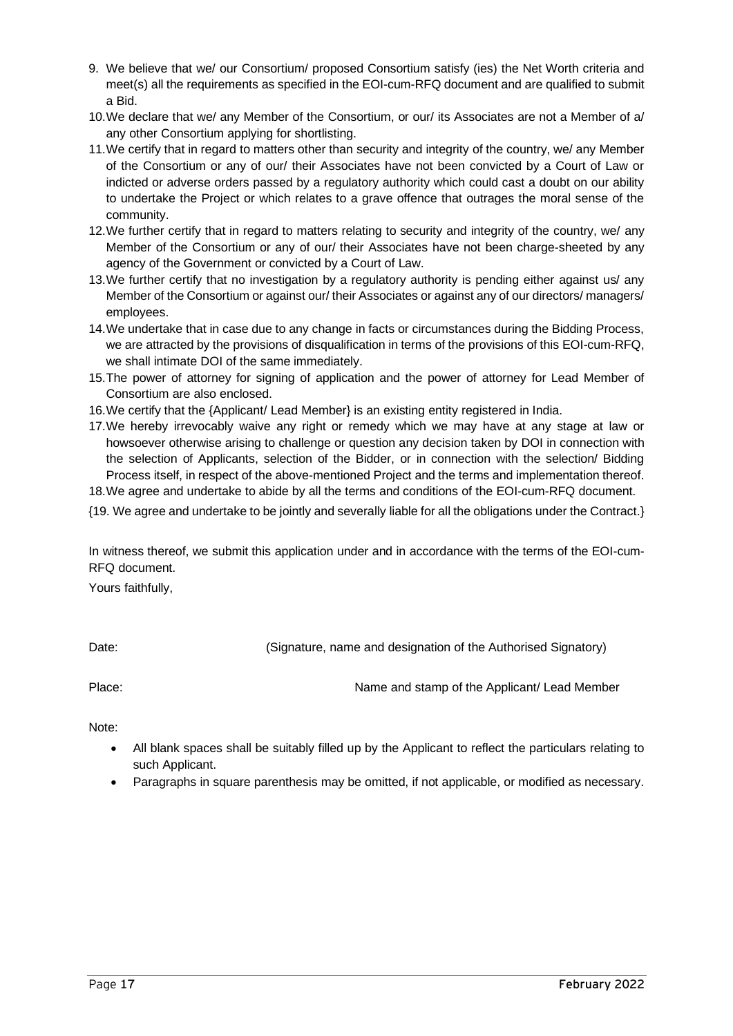9. We believe that we/ our Consortium/ proposed Consortium satisfy (ies) the Net Worth criteria and meet(s) all the requirements as specified in the EOI-cum-RFQ document and are qualified to submit a Bid.
10. We declare that we/ any Member of the Consortium, or our/ its Associates are not a Member of a/ any other Consortium applying for shortlisting.
11. We certify that in regard to matters other than security and integrity of the country, we/ any Member of the Consortium or any of our/ their Associates have not been convicted by a Court of Law or indicted or adverse orders passed by a regulatory authority which could cast a doubt on our ability to undertake the Project or which relates to a grave offence that outrages the moral sense of the community.
12. We further certify that in regard to matters relating to security and integrity of the country, we/ any Member of the Consortium or any of our/ their Associates have not been charge-sheeted by any agency of the Government or convicted by a Court of Law.
13. We further certify that no investigation by a regulatory authority is pending either against us/ any Member of the Consortium or against our/ their Associates or against any of our directors/ managers/ employees.
14. We undertake that in case due to any change in facts or circumstances during the Bidding Process, we are attracted by the provisions of disqualification in terms of the provisions of this EOI-cum-RFQ, we shall intimate DOI of the same immediately.
15. The power of attorney for signing of application and the power of attorney for Lead Member of Consortium are also enclosed.
16. We certify that the {Applicant/ Lead Member} is an existing entity registered in India.
17. We hereby irrevocably waive any right or remedy which we may have at any stage at law or howsoever otherwise arising to challenge or question any decision taken by DOI in connection with the selection of Applicants, selection of the Bidder, or in connection with the selection/ Bidding Process itself, in respect of the above-mentioned Project and the terms and implementation thereof.
18. We agree and undertake to abide by all the terms and conditions of the EOI-cum-RFQ document.

{19. We agree and undertake to be jointly and severally liable for all the obligations under the Contract.}

In witness thereof, we submit this application under and in accordance with the terms of the EOI-cum-RFQ document.

Yours faithfully,

Date: (Signature, name and designation of the Authorised Signatory)

Place: Name and stamp of the Applicant/ Lead Member

Note:

- All blank spaces shall be suitably filled up by the Applicant to reflect the particulars relating to such Applicant.
- Paragraphs in square parenthesis may be omitted, if not applicable, or modified as necessary.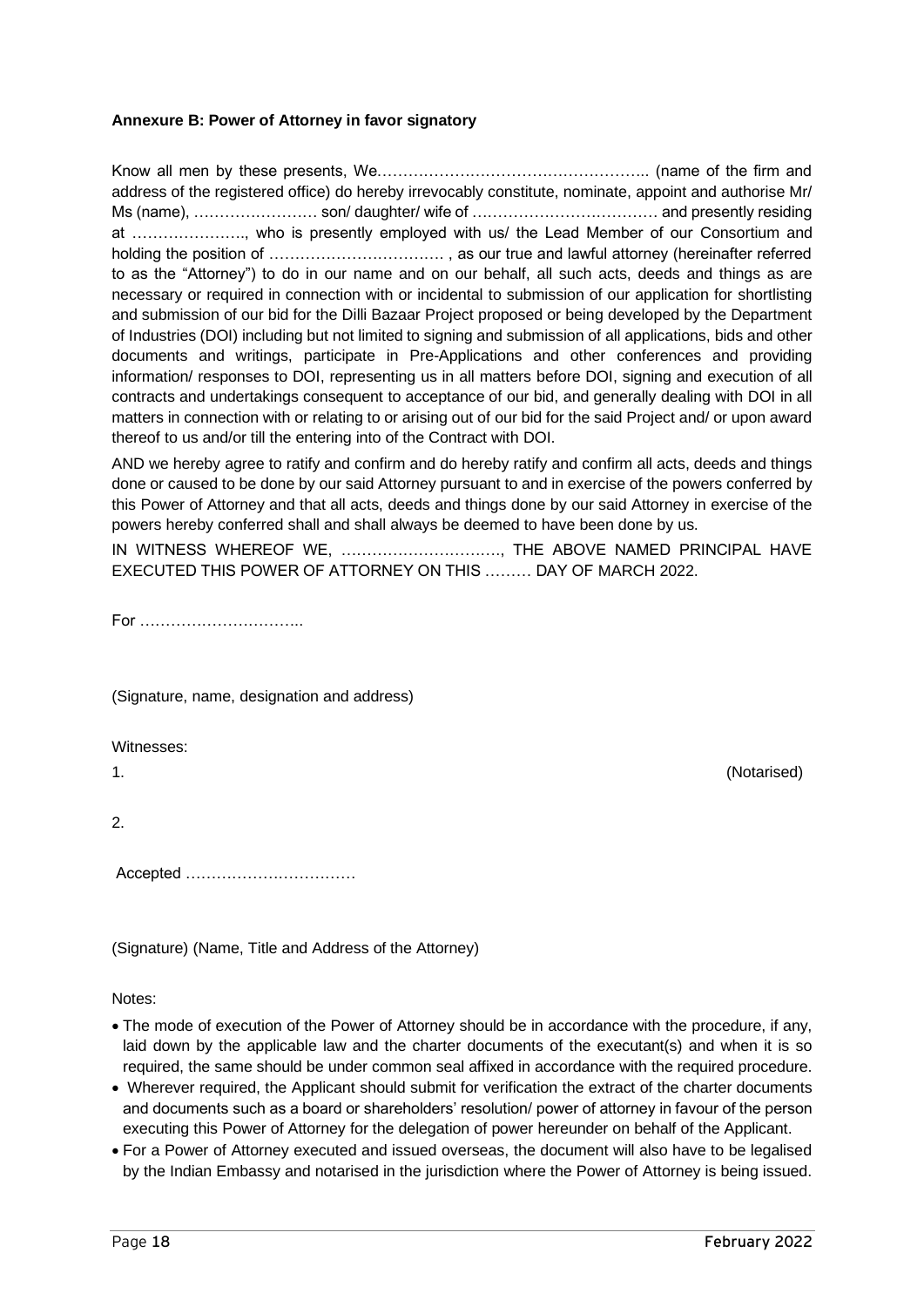**Annexure B: Power of Attorney in favor signatory**

Know all men by these presents, We…………………………………………….. (name of the firm and address of the registered office) do hereby irrevocably constitute, nominate, appoint and authorise Mr/ Ms (name), …………………… son/ daughter/ wife of ……………………………… and presently residing at …………………., who is presently employed with us/ the Lead Member of our Consortium and holding the position of ……………………………, as our true and lawful attorney (hereinafter referred to as the "Attorney") to do in our name and on our behalf, all such acts, deeds and things as are necessary or required in connection with or incidental to submission of our application for shortlisting and submission of our bid for the Dilli Bazaar Project proposed or being developed by the Department of Industries (DOI) including but not limited to signing and submission of all applications, bids and other documents and writings, participate in Pre-Applications and other conferences and providing information/ responses to DOI, representing us in all matters before DOI, signing and execution of all contracts and undertakings consequent to acceptance of our bid, and generally dealing with DOI in all matters in connection with or relating to or arising out of our bid for the said Project and/ or upon award thereof to us and/or till the entering into of the Contract with DOI.

AND we hereby agree to ratify and confirm and do hereby ratify and confirm all acts, deeds and things done or caused to be done by our said Attorney pursuant to and in exercise of the powers conferred by this Power of Attorney and that all acts, deeds and things done by our said Attorney in exercise of the powers hereby conferred shall and shall always be deemed to have been done by us.

IN WITNESS WHEREOF WE, …………………………., THE ABOVE NAMED PRINCIPAL HAVE EXECUTED THIS POWER OF ATTORNEY ON THIS ……… DAY OF MARCH 2022.

For …………………………..

(Signature, name, designation and address)

Witnesses:

1. (Notarised)

2.

Accepted ……………………………

(Signature) (Name, Title and Address of the Attorney)

Notes:

- The mode of execution of the Power of Attorney should be in accordance with the procedure, if any, laid down by the applicable law and the charter documents of the executant(s) and when it is so required, the same should be under common seal affixed in accordance with the required procedure.
- Wherever required, the Applicant should submit for verification the extract of the charter documents and documents such as a board or shareholders' resolution/ power of attorney in favour of the person executing this Power of Attorney for the delegation of power hereunder on behalf of the Applicant.
- For a Power of Attorney executed and issued overseas, the document will also have to be legalised by the Indian Embassy and notarised in the jurisdiction where the Power of Attorney is being issued.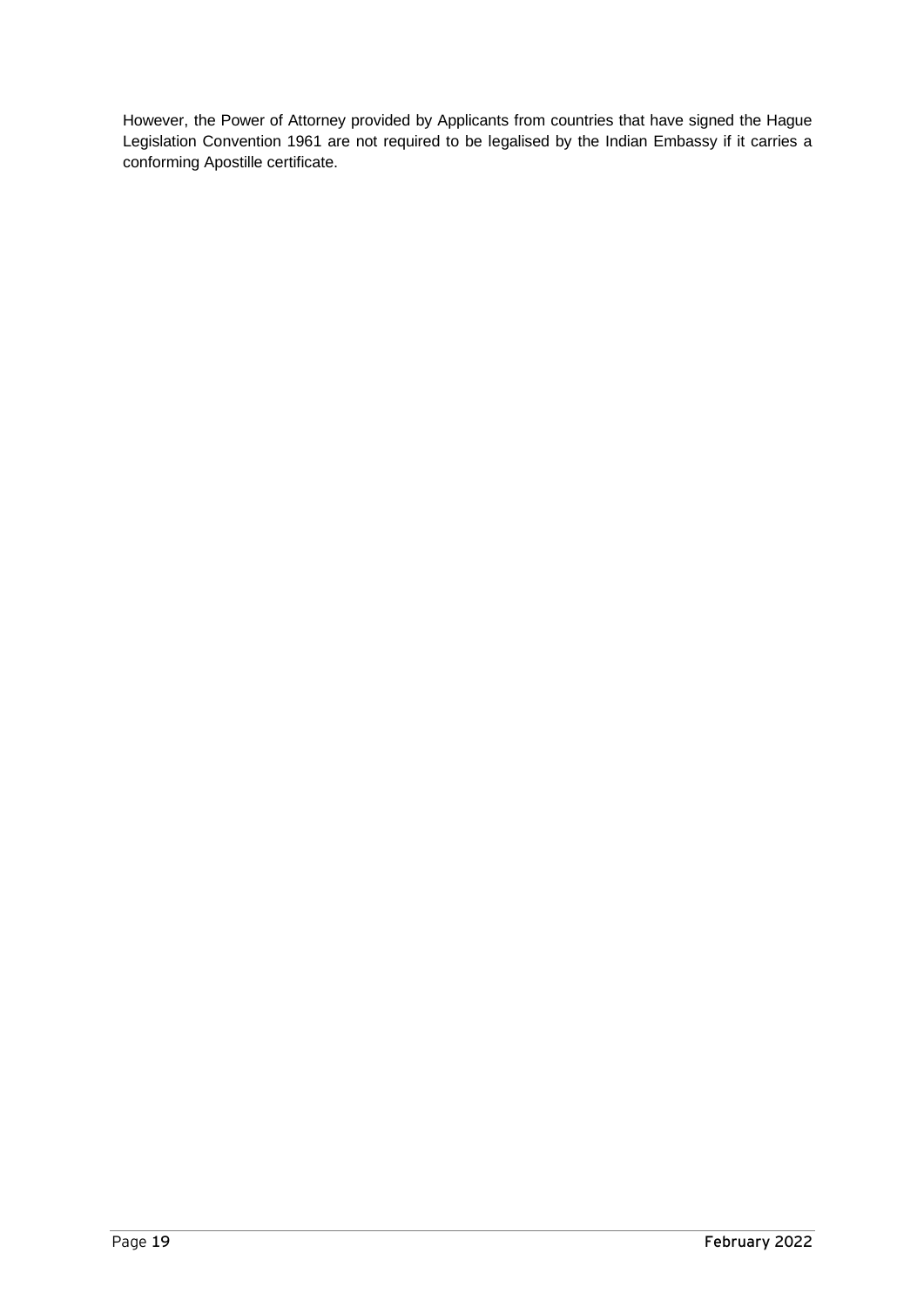However, the Power of Attorney provided by Applicants from countries that have signed the Hague Legislation Convention 1961 are not required to be legalised by the Indian Embassy if it carries a conforming Apostille certificate.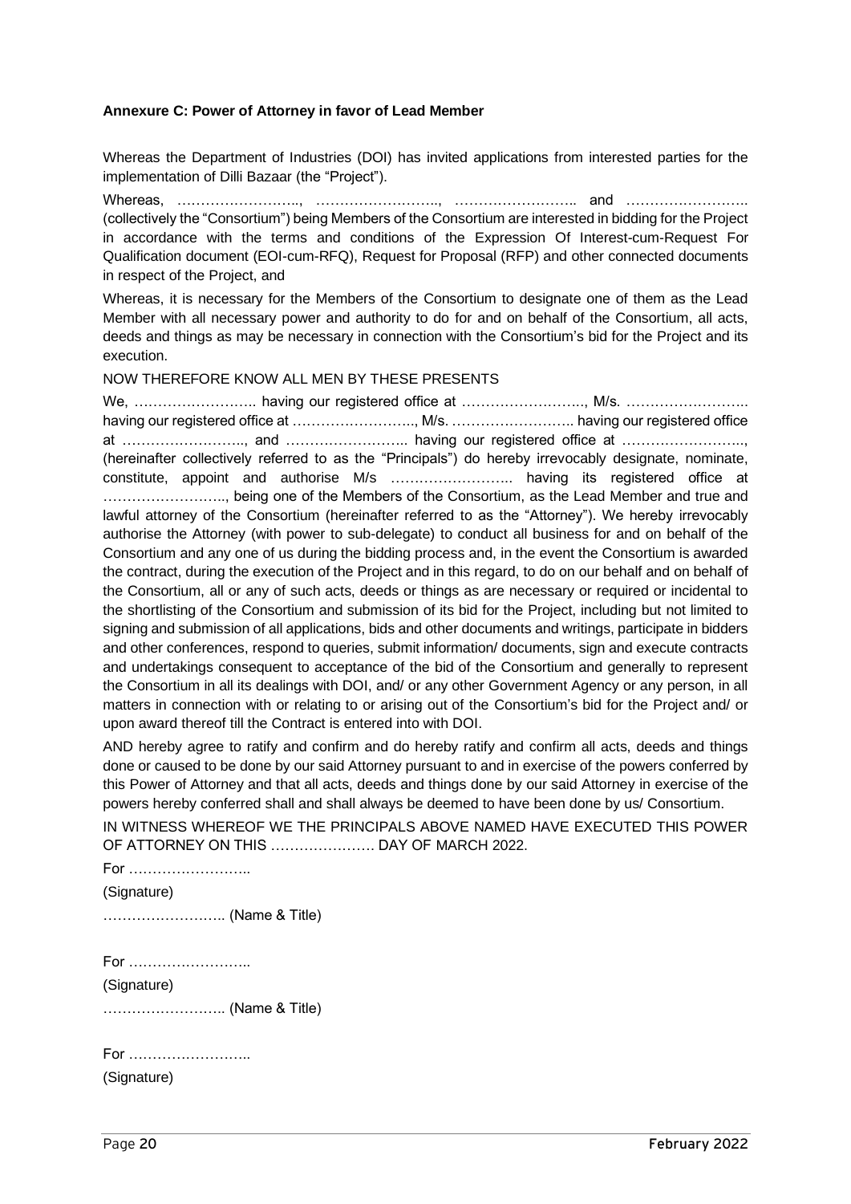**Annexure C: Power of Attorney in favor of Lead Member**

Whereas the Department of Industries (DOI) has invited applications from interested parties for the implementation of Dilli Bazaar (the "Project").

Whereas, …………………….., …………………….., …………………….. and …………………….. (collectively the "Consortium") being Members of the Consortium are interested in bidding for the Project in accordance with the terms and conditions of the Expression Of Interest-cum-Request For Qualification document (EOI-cum-RFQ), Request for Proposal (RFP) and other connected documents in respect of the Project, and

Whereas, it is necessary for the Members of the Consortium to designate one of them as the Lead Member with all necessary power and authority to do for and on behalf of the Consortium, all acts, deeds and things as may be necessary in connection with the Consortium's bid for the Project and its execution.

NOW THEREFORE KNOW ALL MEN BY THESE PRESENTS

We, …………………….. having our registered office at …………………….., M/s. …………………….. having our registered office at …………………….., M/s. …………………….. having our registered office at …………………….., and …………………….. having our registered office at …………………….., (hereinafter collectively referred to as the "Principals") do hereby irrevocably designate, nominate, constitute, appoint and authorise M/s …………………….. having its registered office at …………………….., being one of the Members of the Consortium, as the Lead Member and true and lawful attorney of the Consortium (hereinafter referred to as the "Attorney"). We hereby irrevocably authorise the Attorney (with power to sub-delegate) to conduct all business for and on behalf of the Consortium and any one of us during the bidding process and, in the event the Consortium is awarded the contract, during the execution of the Project and in this regard, to do on our behalf and on behalf of the Consortium, all or any of such acts, deeds or things as are necessary or required or incidental to the shortlisting of the Consortium and submission of its bid for the Project, including but not limited to signing and submission of all applications, bids and other documents and writings, participate in bidders and other conferences, respond to queries, submit information/ documents, sign and execute contracts and undertakings consequent to acceptance of the bid of the Consortium and generally to represent the Consortium in all its dealings with DOI, and/ or any other Government Agency or any person, in all matters in connection with or relating to or arising out of the Consortium's bid for the Project and/ or upon award thereof till the Contract is entered into with DOI.

AND hereby agree to ratify and confirm and do hereby ratify and confirm all acts, deeds and things done or caused to be done by our said Attorney pursuant to and in exercise of the powers conferred by this Power of Attorney and that all acts, deeds and things done by our said Attorney in exercise of the powers hereby conferred shall and shall always be deemed to have been done by us/ Consortium.

IN WITNESS WHEREOF WE THE PRINCIPALS ABOVE NAMED HAVE EXECUTED THIS POWER OF ATTORNEY ON THIS …………………. DAY OF MARCH 2022.

For ……………………..

(Signature)

…………………….. (Name & Title)

For ……………………..

(Signature)

…………………….. (Name & Title)

For ……………………..

(Signature)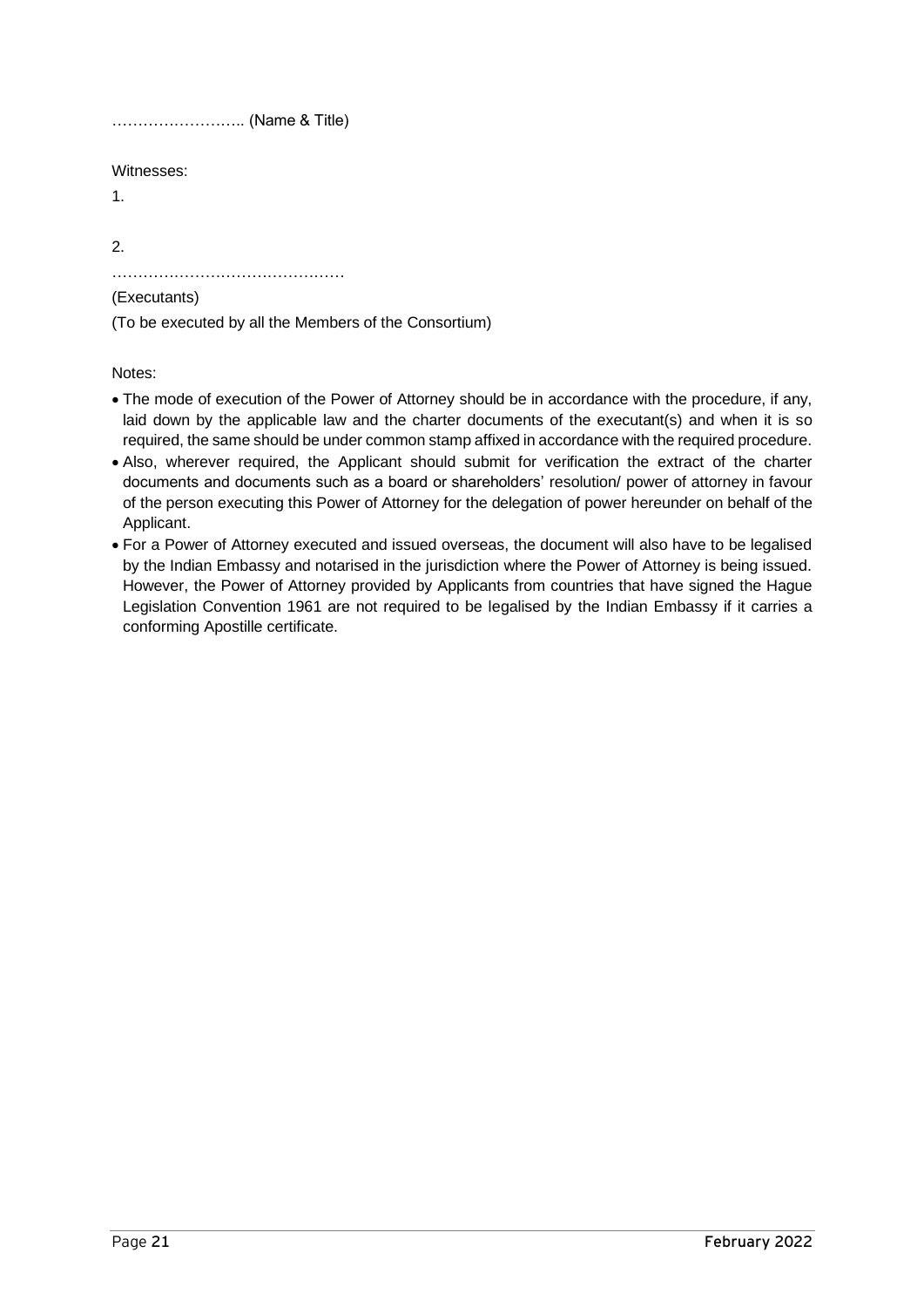…………………….. (Name & Title)

Witnesses:

1.

2.

………………………………………

(Executants)

(To be executed by all the Members of the Consortium)

Notes:

- The mode of execution of the Power of Attorney should be in accordance with the procedure, if any, laid down by the applicable law and the charter documents of the executant(s) and when it is so required, the same should be under common stamp affixed in accordance with the required procedure.
- Also, wherever required, the Applicant should submit for verification the extract of the charter documents and documents such as a board or shareholders' resolution/ power of attorney in favour of the person executing this Power of Attorney for the delegation of power hereunder on behalf of the Applicant.
- For a Power of Attorney executed and issued overseas, the document will also have to be legalised by the Indian Embassy and notarised in the jurisdiction where the Power of Attorney is being issued. However, the Power of Attorney provided by Applicants from countries that have signed the Hague Legislation Convention 1961 are not required to be legalised by the Indian Embassy if it carries a conforming Apostille certificate.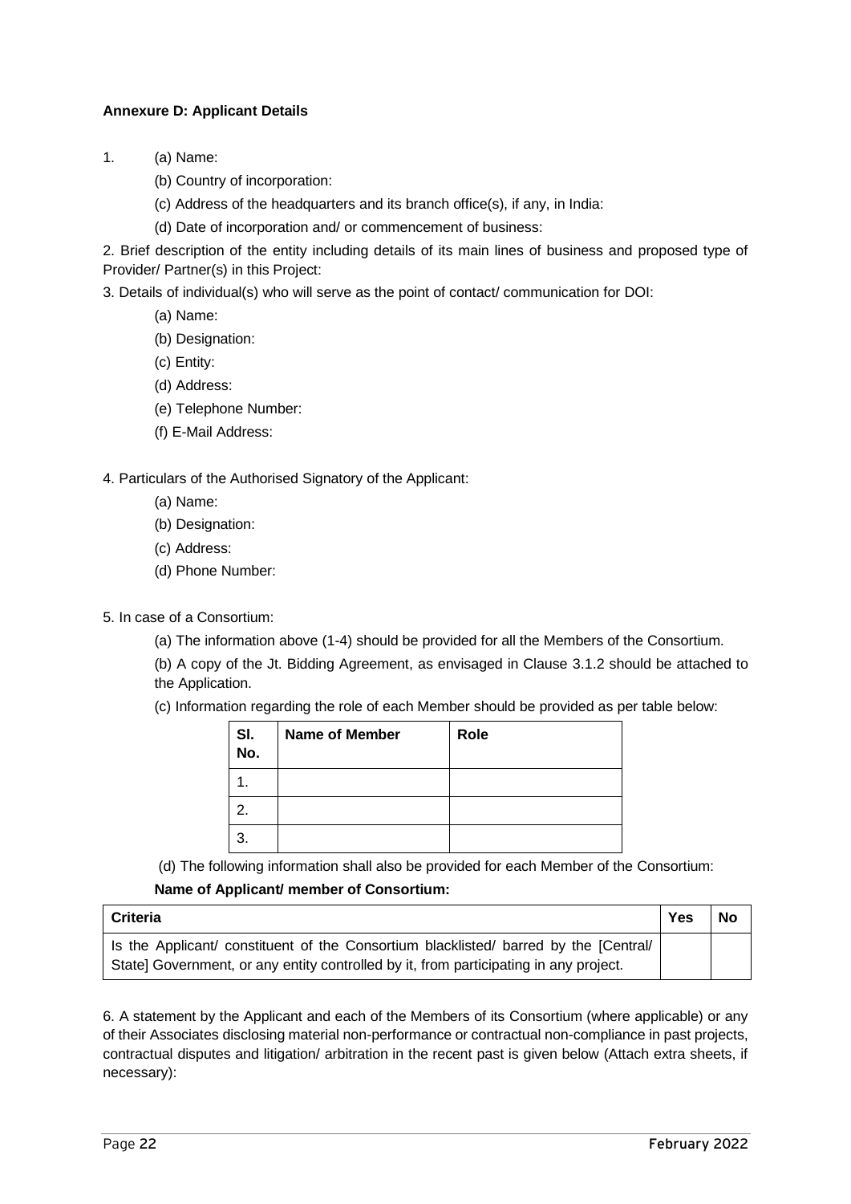**Annexure D: Applicant Details**

1. (a) Name:

   (b) Country of incorporation:

   (c) Address of the headquarters and its branch office(s), if any, in India:

   (d) Date of incorporation and/ or commencement of business:

2. Brief description of the entity including details of its main lines of business and proposed type of Provider/ Partner(s) in this Project:

3. Details of individual(s) who will serve as the point of contact/ communication for DOI:

   (a) Name:

   (b) Designation:

   (c) Entity:

   (d) Address:

   (e) Telephone Number:

   (f) E-Mail Address:

4. Particulars of the Authorised Signatory of the Applicant:

   (a) Name:

   (b) Designation:

   (c) Address:

   (d) Phone Number:

5. In case of a Consortium:

   (a) The information above (1-4) should be provided for all the Members of the Consortium.

   (b) A copy of the Jt. Bidding Agreement, as envisaged in Clause 3.1.2 should be attached to the Application.

   (c) Information regarding the role of each Member should be provided as per table below:

| Sl. No. | Name of Member | Role |
|---|---|---|
| 1. | | |
| 2. | | |
| 3. | | |

   (d) The following information shall also be provided for each Member of the Consortium:

   **Name of Applicant/ member of Consortium:**

| Criteria | Yes | No |
|---|---|---|
| Is the Applicant/ constituent of the Consortium blacklisted/ barred by the [Central/ State] Government, or any entity controlled by it, from participating in any project. | | |

6. A statement by the Applicant and each of the Members of its Consortium (where applicable) or any of their Associates disclosing material non-performance or contractual non-compliance in past projects, contractual disputes and litigation/ arbitration in the recent past is given below (Attach extra sheets, if necessary):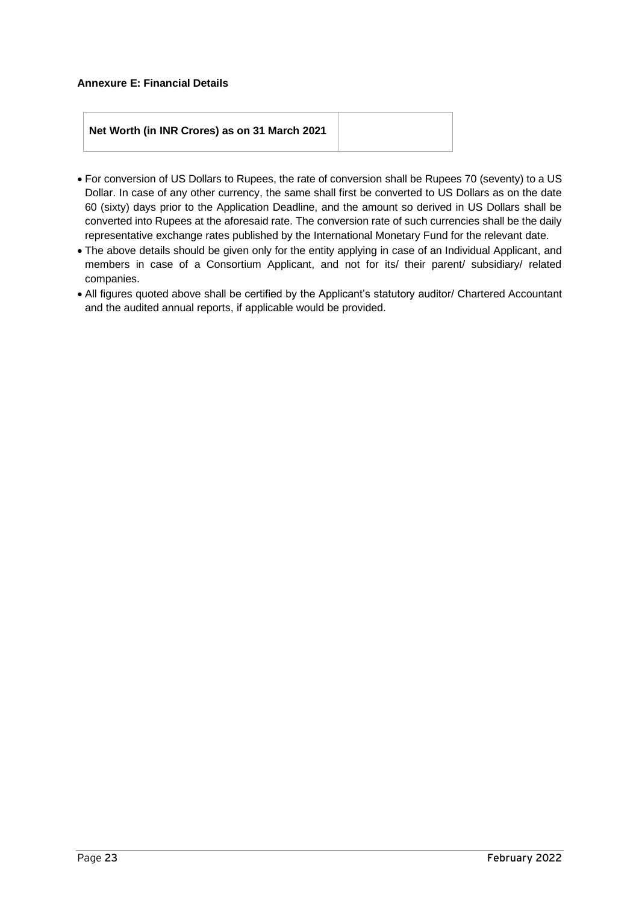**Annexure E: Financial Details**

| **Net Worth (in INR Crores) as on 31 March 2021** | |
|---|---|

- For conversion of US Dollars to Rupees, the rate of conversion shall be Rupees 70 (seventy) to a US Dollar. In case of any other currency, the same shall first be converted to US Dollars as on the date 60 (sixty) days prior to the Application Deadline, and the amount so derived in US Dollars shall be converted into Rupees at the aforesaid rate. The conversion rate of such currencies shall be the daily representative exchange rates published by the International Monetary Fund for the relevant date.
- The above details should be given only for the entity applying in case of an Individual Applicant, and members in case of a Consortium Applicant, and not for its/ their parent/ subsidiary/ related companies.
- All figures quoted above shall be certified by the Applicant's statutory auditor/ Chartered Accountant and the audited annual reports, if applicable would be provided.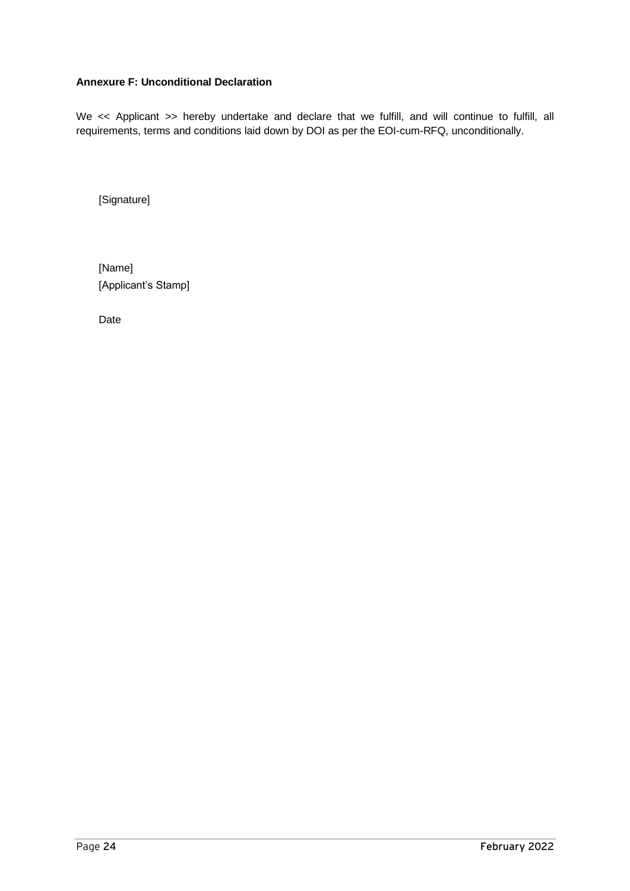**Annexure F: Unconditional Declaration**

We << Applicant >> hereby undertake and declare that we fulfill, and will continue to fulfill, all requirements, terms and conditions laid down by DOI as per the EOI-cum-RFQ, unconditionally.

[Signature]

[Name]
[Applicant's Stamp]

Date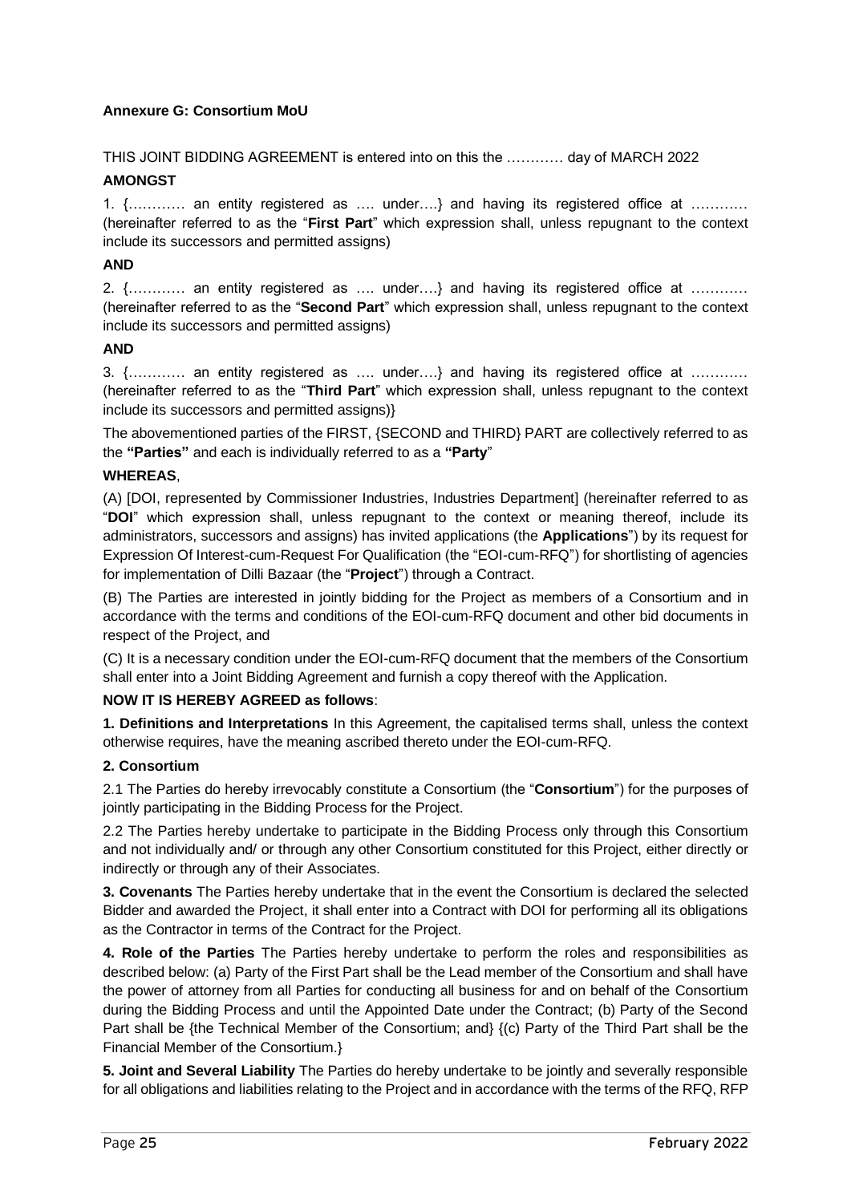**Annexure G: Consortium MoU**

THIS JOINT BIDDING AGREEMENT is entered into on this the ………… day of MARCH 2022

**AMONGST**

1. {………… an entity registered as …. under….} and having its registered office at ………… (hereinafter referred to as the "**First Part**" which expression shall, unless repugnant to the context include its successors and permitted assigns)

**AND**

2. {………… an entity registered as …. under….} and having its registered office at ………… (hereinafter referred to as the "**Second Part**" which expression shall, unless repugnant to the context include its successors and permitted assigns)

**AND**

3. {………… an entity registered as …. under….} and having its registered office at ………… (hereinafter referred to as the "**Third Part**" which expression shall, unless repugnant to the context include its successors and permitted assigns)}

The abovementioned parties of the FIRST, {SECOND and THIRD} PART are collectively referred to as the **"Parties"** and each is individually referred to as a **"Party**"

**WHEREAS**,

(A) [DOI, represented by Commissioner Industries, Industries Department] (hereinafter referred to as "**DOI**" which expression shall, unless repugnant to the context or meaning thereof, include its administrators, successors and assigns) has invited applications (the **Applications**") by its request for Expression Of Interest-cum-Request For Qualification (the "EOI-cum-RFQ") for shortlisting of agencies for implementation of Dilli Bazaar (the "**Project**") through a Contract.

(B) The Parties are interested in jointly bidding for the Project as members of a Consortium and in accordance with the terms and conditions of the EOI-cum-RFQ document and other bid documents in respect of the Project, and

(C) It is a necessary condition under the EOI-cum-RFQ document that the members of the Consortium shall enter into a Joint Bidding Agreement and furnish a copy thereof with the Application.

**NOW IT IS HEREBY AGREED as follows**:

**1. Definitions and Interpretations** In this Agreement, the capitalised terms shall, unless the context otherwise requires, have the meaning ascribed thereto under the EOI-cum-RFQ.

**2. Consortium**

2.1 The Parties do hereby irrevocably constitute a Consortium (the "**Consortium**") for the purposes of jointly participating in the Bidding Process for the Project.

2.2 The Parties hereby undertake to participate in the Bidding Process only through this Consortium and not individually and/ or through any other Consortium constituted for this Project, either directly or indirectly or through any of their Associates.

**3. Covenants** The Parties hereby undertake that in the event the Consortium is declared the selected Bidder and awarded the Project, it shall enter into a Contract with DOI for performing all its obligations as the Contractor in terms of the Contract for the Project.

**4. Role of the Parties** The Parties hereby undertake to perform the roles and responsibilities as described below: (a) Party of the First Part shall be the Lead member of the Consortium and shall have the power of attorney from all Parties for conducting all business for and on behalf of the Consortium during the Bidding Process and until the Appointed Date under the Contract; (b) Party of the Second Part shall be {the Technical Member of the Consortium; and} {(c) Party of the Third Part shall be the Financial Member of the Consortium.}

**5. Joint and Several Liability** The Parties do hereby undertake to be jointly and severally responsible for all obligations and liabilities relating to the Project and in accordance with the terms of the RFQ, RFP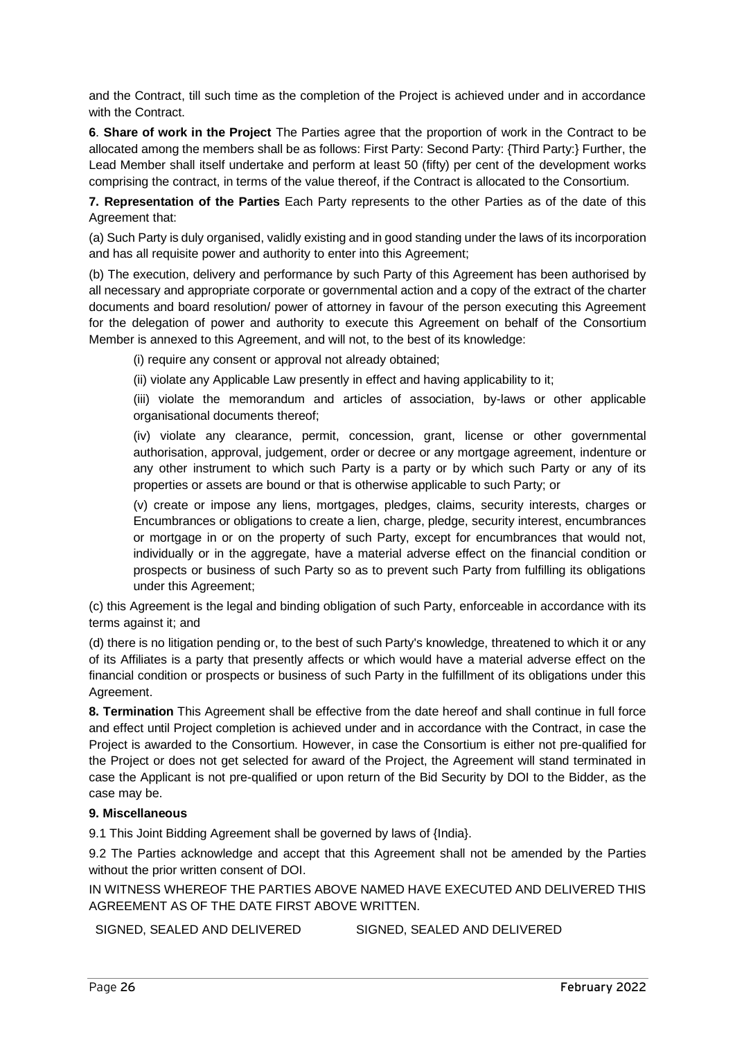and the Contract, till such time as the completion of the Project is achieved under and in accordance with the Contract.

**6**. **Share of work in the Project** The Parties agree that the proportion of work in the Contract to be allocated among the members shall be as follows: First Party: Second Party: {Third Party:} Further, the Lead Member shall itself undertake and perform at least 50 (fifty) per cent of the development works comprising the contract, in terms of the value thereof, if the Contract is allocated to the Consortium.

**7. Representation of the Parties** Each Party represents to the other Parties as of the date of this Agreement that:

(a) Such Party is duly organised, validly existing and in good standing under the laws of its incorporation and has all requisite power and authority to enter into this Agreement;

(b) The execution, delivery and performance by such Party of this Agreement has been authorised by all necessary and appropriate corporate or governmental action and a copy of the extract of the charter documents and board resolution/ power of attorney in favour of the person executing this Agreement for the delegation of power and authority to execute this Agreement on behalf of the Consortium Member is annexed to this Agreement, and will not, to the best of its knowledge:

(i) require any consent or approval not already obtained;

(ii) violate any Applicable Law presently in effect and having applicability to it;

(iii) violate the memorandum and articles of association, by-laws or other applicable organisational documents thereof;

(iv) violate any clearance, permit, concession, grant, license or other governmental authorisation, approval, judgement, order or decree or any mortgage agreement, indenture or any other instrument to which such Party is a party or by which such Party or any of its properties or assets are bound or that is otherwise applicable to such Party; or

(v) create or impose any liens, mortgages, pledges, claims, security interests, charges or Encumbrances or obligations to create a lien, charge, pledge, security interest, encumbrances or mortgage in or on the property of such Party, except for encumbrances that would not, individually or in the aggregate, have a material adverse effect on the financial condition or prospects or business of such Party so as to prevent such Party from fulfilling its obligations under this Agreement;

(c) this Agreement is the legal and binding obligation of such Party, enforceable in accordance with its terms against it; and

(d) there is no litigation pending or, to the best of such Party's knowledge, threatened to which it or any of its Affiliates is a party that presently affects or which would have a material adverse effect on the financial condition or prospects or business of such Party in the fulfillment of its obligations under this Agreement.

**8. Termination** This Agreement shall be effective from the date hereof and shall continue in full force and effect until Project completion is achieved under and in accordance with the Contract, in case the Project is awarded to the Consortium. However, in case the Consortium is either not pre-qualified for the Project or does not get selected for award of the Project, the Agreement will stand terminated in case the Applicant is not pre-qualified or upon return of the Bid Security by DOI to the Bidder, as the case may be.

**9. Miscellaneous**

9.1 This Joint Bidding Agreement shall be governed by laws of {India}.

9.2 The Parties acknowledge and accept that this Agreement shall not be amended by the Parties without the prior written consent of DOI.

IN WITNESS WHEREOF THE PARTIES ABOVE NAMED HAVE EXECUTED AND DELIVERED THIS AGREEMENT AS OF THE DATE FIRST ABOVE WRITTEN.

SIGNED, SEALED AND DELIVERED SIGNED, SEALED AND DELIVERED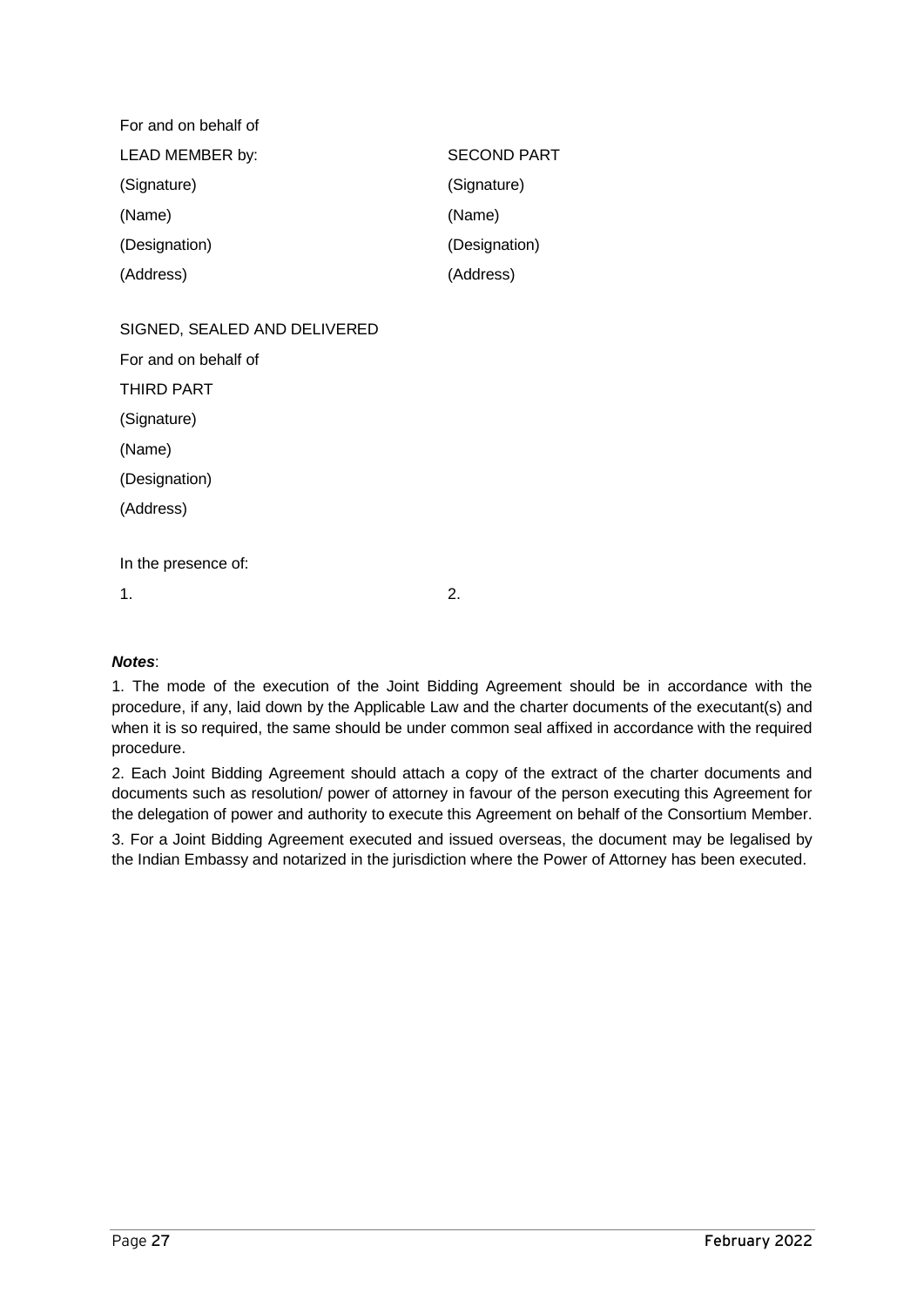For and on behalf of

| LEAD MEMBER by: | SECOND PART |
|---|---|
| (Signature) | (Signature) |
| (Name) | (Name) |
| (Designation) | (Designation) |
| (Address) | (Address) |

SIGNED, SEALED AND DELIVERED

For and on behalf of

THIRD PART

(Signature)

(Name)

(Designation)

(Address)

In the presence of:

1.                                                   2.

***Notes***:

1. The mode of the execution of the Joint Bidding Agreement should be in accordance with the procedure, if any, laid down by the Applicable Law and the charter documents of the executant(s) and when it is so required, the same should be under common seal affixed in accordance with the required procedure.

2. Each Joint Bidding Agreement should attach a copy of the extract of the charter documents and documents such as resolution/ power of attorney in favour of the person executing this Agreement for the delegation of power and authority to execute this Agreement on behalf of the Consortium Member.

3. For a Joint Bidding Agreement executed and issued overseas, the document may be legalised by the Indian Embassy and notarized in the jurisdiction where the Power of Attorney has been executed.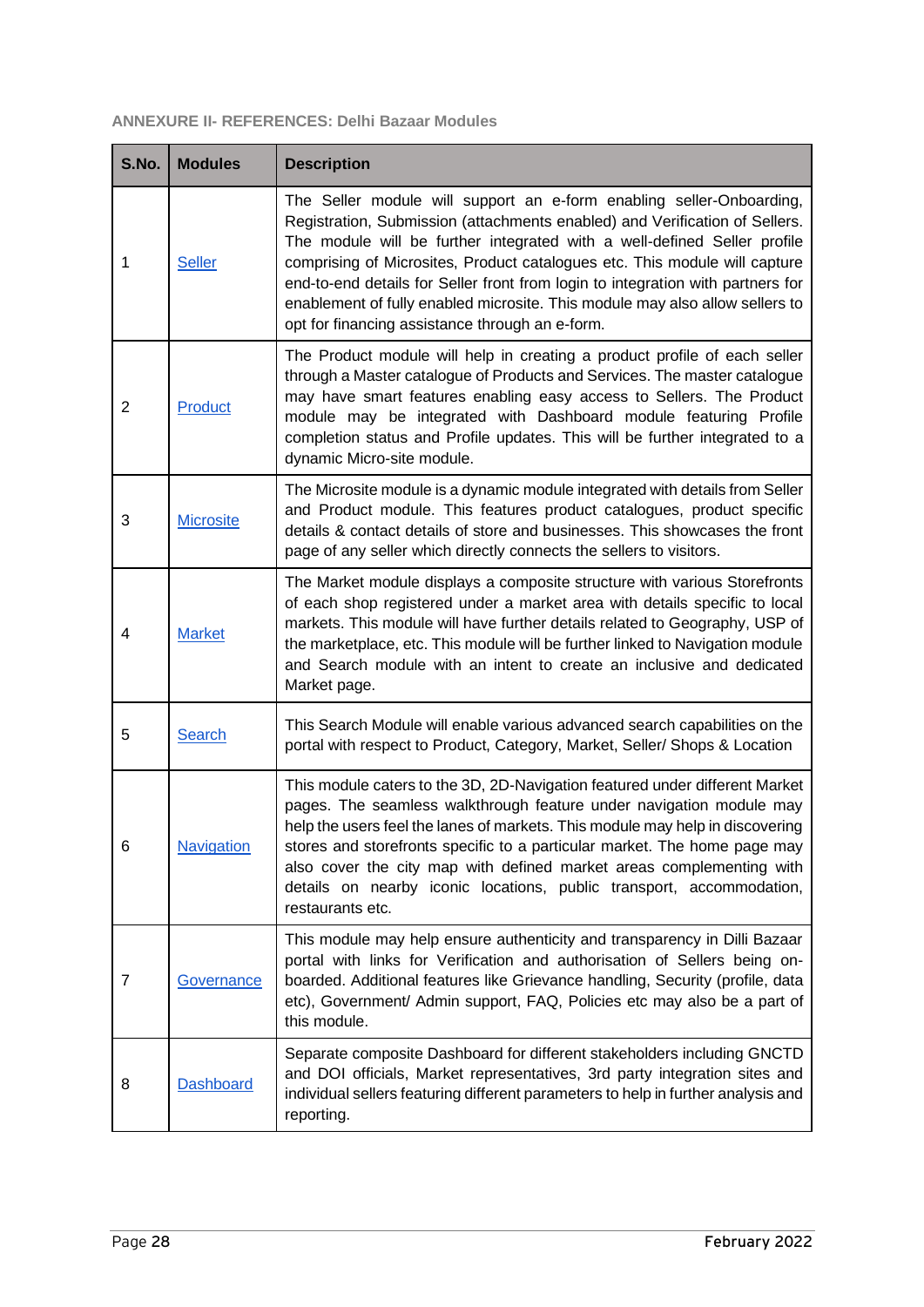**ANNEXURE II- REFERENCES: Delhi Bazaar Modules**

| S.No. | Modules | Description |
|---|---|---|
| 1 | Seller | The Seller module will support an e-form enabling seller-Onboarding, Registration, Submission (attachments enabled) and Verification of Sellers. The module will be further integrated with a well-defined Seller profile comprising of Microsites, Product catalogues etc. This module will capture end-to-end details for Seller front from login to integration with partners for enablement of fully enabled microsite. This module may also allow sellers to opt for financing assistance through an e-form. |
| 2 | Product | The Product module will help in creating a product profile of each seller through a Master catalogue of Products and Services. The master catalogue may have smart features enabling easy access to Sellers. The Product module may be integrated with Dashboard module featuring Profile completion status and Profile updates. This will be further integrated to a dynamic Micro-site module. |
| 3 | Microsite | The Microsite module is a dynamic module integrated with details from Seller and Product module. This features product catalogues, product specific details & contact details of store and businesses. This showcases the front page of any seller which directly connects the sellers to visitors. |
| 4 | Market | The Market module displays a composite structure with various Storefronts of each shop registered under a market area with details specific to local markets. This module will have further details related to Geography, USP of the marketplace, etc. This module will be further linked to Navigation module and Search module with an intent to create an inclusive and dedicated Market page. |
| 5 | Search | This Search Module will enable various advanced search capabilities on the portal with respect to Product, Category, Market, Seller/ Shops & Location |
| 6 | Navigation | This module caters to the 3D, 2D-Navigation featured under different Market pages. The seamless walkthrough feature under navigation module may help the users feel the lanes of markets. This module may help in discovering stores and storefronts specific to a particular market. The home page may also cover the city map with defined market areas complementing with details on nearby iconic locations, public transport, accommodation, restaurants etc. |
| 7 | Governance | This module may help ensure authenticity and transparency in Dilli Bazaar portal with links for Verification and authorisation of Sellers being on-boarded. Additional features like Grievance handling, Security (profile, data etc), Government/ Admin support, FAQ, Policies etc may also be a part of this module. |
| 8 | Dashboard | Separate composite Dashboard for different stakeholders including GNCTD and DOI officials, Market representatives, 3rd party integration sites and individual sellers featuring different parameters to help in further analysis and reporting. |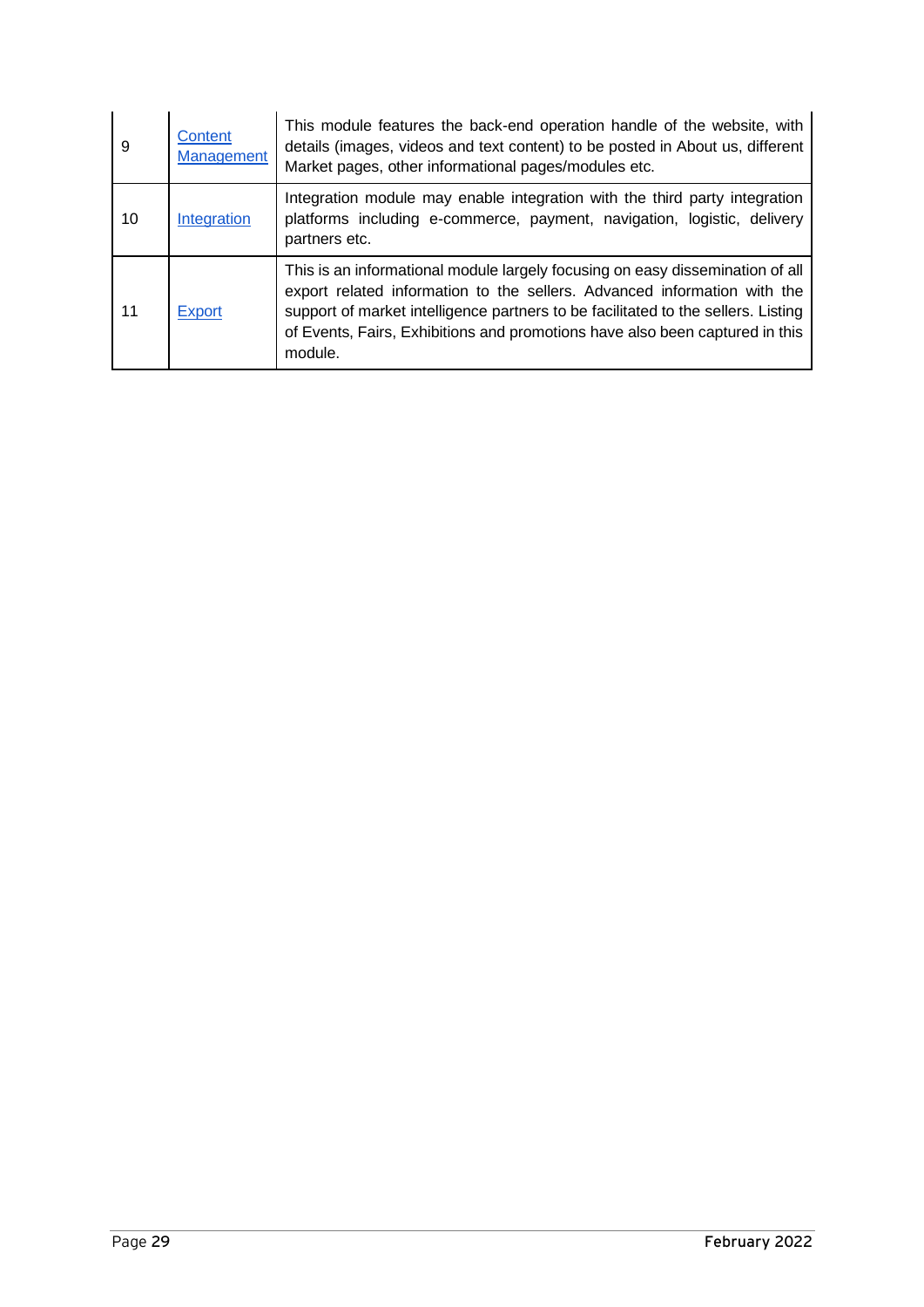| | | |
|---|---|---|
| 9 | Content Management | This module features the back-end operation handle of the website, with details (images, videos and text content) to be posted in About us, different Market pages, other informational pages/modules etc. |
| 10 | Integration | Integration module may enable integration with the third party integration platforms including e-commerce, payment, navigation, logistic, delivery partners etc. |
| 11 | Export | This is an informational module largely focusing on easy dissemination of all export related information to the sellers. Advanced information with the support of market intelligence partners to be facilitated to the sellers. Listing of Events, Fairs, Exhibitions and promotions have also been captured in this module. |